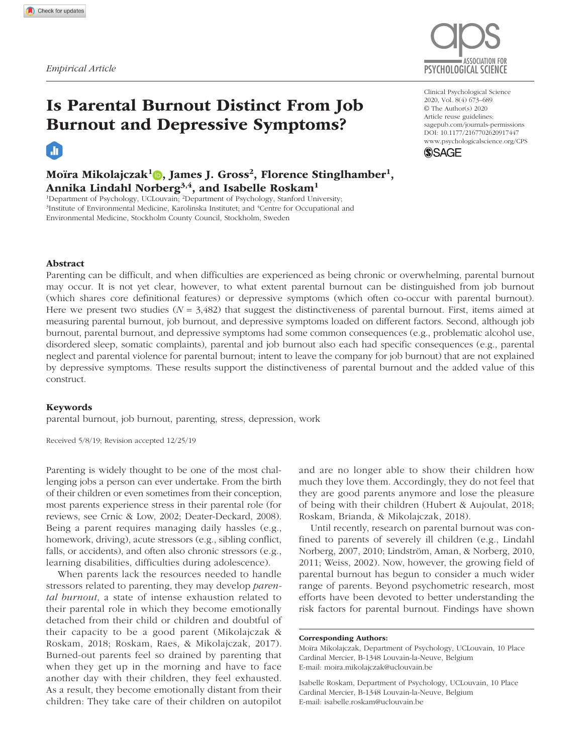*Empirical Article*

# Is Parental Burnout Distinct From Job Burnout and Depressive Symptoms?

**Moïra Mikolajczak[1], James J. Gross[2], Florence Stinglhamber[1], Annika Lindahl Norberg[3,4], and Isabelle Roskam[1]**

[1]Department of Psychology, UCLouvain; [2]Department of Psychology, Stanford University; [3]Institute of Environmental Medicine, Karolinska Institutet; and [4]Centre for Occupational and Environmental Medicine, Stockholm County Council, Stockholm, Sweden

Clinical Psychological Science
2020, Vol. 8(4) 673–689
© The Author(s) 2020
Article reuse guidelines: sagepub.com/journals-permissions
DOI: 10.1177/2167702620917447
www.psychologicalscience.org/CPS

### Abstract

Parenting can be difficult, and when difficulties are experienced as being chronic or overwhelming, parental burnout may occur. It is not yet clear, however, to what extent parental burnout can be distinguished from job burnout (which shares core definitional features) or depressive symptoms (which often co-occur with parental burnout). Here we present two studies ($N$ = 3,482) that suggest the distinctiveness of parental burnout. First, items aimed at measuring parental burnout, job burnout, and depressive symptoms loaded on different factors. Second, although job burnout, parental burnout, and depressive symptoms had some common consequences (e.g., problematic alcohol use, disordered sleep, somatic complaints), parental and job burnout also each had specific consequences (e.g., parental neglect and parental violence for parental burnout; intent to leave the company for job burnout) that are not explained by depressive symptoms. These results support the distinctiveness of parental burnout and the added value of this construct.

### Keywords

parental burnout, job burnout, parenting, stress, depression, work

Received 5/8/19; Revision accepted 12/25/19

Parenting is widely thought to be one of the most challenging jobs a person can ever undertake. From the birth of their children or even sometimes from their conception, most parents experience stress in their parental role (for reviews, see Crnic & Low, 2002; Deater-Deckard, 2008). Being a parent requires managing daily hassles (e.g., homework, driving), acute stressors (e.g., sibling conflict, falls, or accidents), and often also chronic stressors (e.g., learning disabilities, difficulties during adolescence).

When parents lack the resources needed to handle stressors related to parenting, they may develop *parental burnout*, a state of intense exhaustion related to their parental role in which they become emotionally detached from their child or children and doubtful of their capacity to be a good parent (Mikolajczak & Roskam, 2018; Roskam, Raes, & Mikolajczak, 2017). Burned-out parents feel so drained by parenting that when they get up in the morning and have to face another day with their children, they feel exhausted. As a result, they become emotionally distant from their children: They take care of their children on autopilot and are no longer able to show their children how much they love them. Accordingly, they do not feel that they are good parents anymore and lose the pleasure of being with their children (Hubert & Aujoulat, 2018; Roskam, Brianda, & Mikolajczak, 2018).

Until recently, research on parental burnout was confined to parents of severely ill children (e.g., Lindahl Norberg, 2007, 2010; Lindström, Aman, & Norberg, 2010, 2011; Weiss, 2002). Now, however, the growing field of parental burnout has begun to consider a much wider range of parents. Beyond psychometric research, most efforts have been devoted to better understanding the risk factors for parental burnout. Findings have shown

**Corresponding Authors:**
Moïra Mikolajczak, Department of Psychology, UCLouvain, 10 Place Cardinal Mercier, B-1348 Louvain-la-Neuve, Belgium
E-mail: moira.mikolajczak@uclouvain.be

Isabelle Roskam, Department of Psychology, UCLouvain, 10 Place Cardinal Mercier, B-1348 Louvain-la-Neuve, Belgium
E-mail: isabelle.roskam@uclouvain.be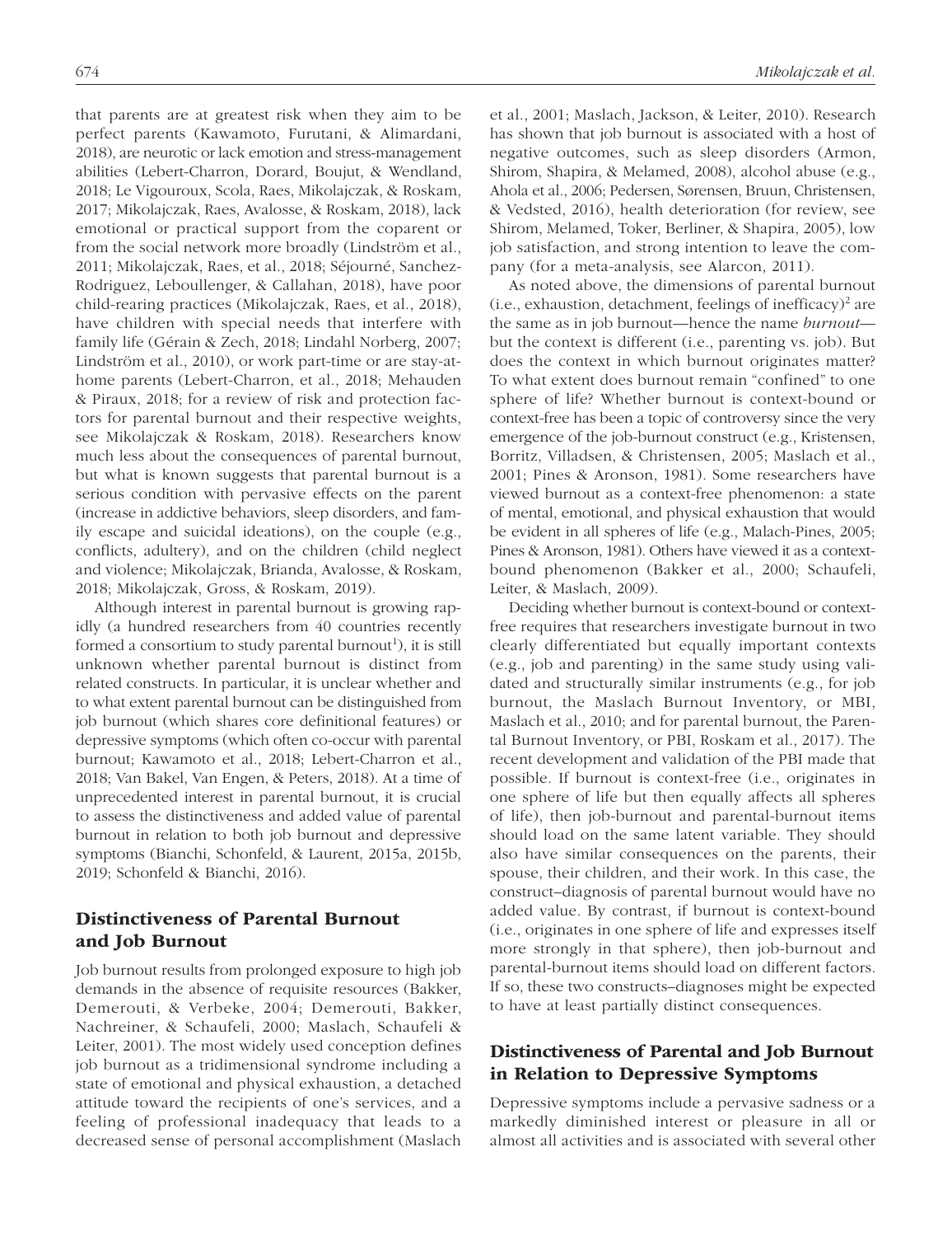that parents are at greatest risk when they aim to be perfect parents (Kawamoto, Furutani, & Alimardani, 2018), are neurotic or lack emotion and stress-management abilities (Lebert-Charron, Dorard, Boujut, & Wendland, 2018; Le Vigouroux, Scola, Raes, Mikolajczak, & Roskam, 2017; Mikolajczak, Raes, Avalosse, & Roskam, 2018), lack emotional or practical support from the coparent or from the social network more broadly (Lindström et al., 2011; Mikolajczak, Raes, et al., 2018; Séjourné, Sanchez-Rodriguez, Leboullenger, & Callahan, 2018), have poor child-rearing practices (Mikolajczak, Raes, et al., 2018), have children with special needs that interfere with family life (Gérain & Zech, 2018; Lindahl Norberg, 2007; Lindström et al., 2010), or work part-time or are stay-at-home parents (Lebert-Charron, et al., 2018; Mehauden & Piraux, 2018; for a review of risk and protection factors for parental burnout and their respective weights, see Mikolajczak & Roskam, 2018). Researchers know much less about the consequences of parental burnout, but what is known suggests that parental burnout is a serious condition with pervasive effects on the parent (increase in addictive behaviors, sleep disorders, and family escape and suicidal ideations), on the couple (e.g., conflicts, adultery), and on the children (child neglect and violence; Mikolajczak, Brianda, Avalosse, & Roskam, 2018; Mikolajczak, Gross, & Roskam, 2019).

Although interest in parental burnout is growing rapidly (a hundred researchers from 40 countries recently formed a consortium to study parental burnout[1]), it is still unknown whether parental burnout is distinct from related constructs. In particular, it is unclear whether and to what extent parental burnout can be distinguished from job burnout (which shares core definitional features) or depressive symptoms (which often co-occur with parental burnout; Kawamoto et al., 2018; Lebert-Charron et al., 2018; Van Bakel, Van Engen, & Peters, 2018). At a time of unprecedented interest in parental burnout, it is crucial to assess the distinctiveness and added value of parental burnout in relation to both job burnout and depressive symptoms (Bianchi, Schonfeld, & Laurent, 2015a, 2015b, 2019; Schonfeld & Bianchi, 2016).

## Distinctiveness of Parental Burnout and Job Burnout

Job burnout results from prolonged exposure to high job demands in the absence of requisite resources (Bakker, Demerouti, & Verbeke, 2004; Demerouti, Bakker, Nachreiner, & Schaufeli, 2000; Maslach, Schaufeli & Leiter, 2001). The most widely used conception defines job burnout as a tridimensional syndrome including a state of emotional and physical exhaustion, a detached attitude toward the recipients of one's services, and a feeling of professional inadequacy that leads to a decreased sense of personal accomplishment (Maslach et al., 2001; Maslach, Jackson, & Leiter, 2010). Research has shown that job burnout is associated with a host of negative outcomes, such as sleep disorders (Armon, Shirom, Shapira, & Melamed, 2008), alcohol abuse (e.g., Ahola et al., 2006; Pedersen, Sørensen, Bruun, Christensen, & Vedsted, 2016), health deterioration (for review, see Shirom, Melamed, Toker, Berliner, & Shapira, 2005), low job satisfaction, and strong intention to leave the company (for a meta-analysis, see Alarcon, 2011).

As noted above, the dimensions of parental burnout (i.e., exhaustion, detachment, feelings of inefficacy)[2] are the same as in job burnout—hence the name *burnout*—but the context is different (i.e., parenting vs. job). But does the context in which burnout originates matter? To what extent does burnout remain "confined" to one sphere of life? Whether burnout is context-bound or context-free has been a topic of controversy since the very emergence of the job-burnout construct (e.g., Kristensen, Borritz, Villadsen, & Christensen, 2005; Maslach et al., 2001; Pines & Aronson, 1981). Some researchers have viewed burnout as a context-free phenomenon: a state of mental, emotional, and physical exhaustion that would be evident in all spheres of life (e.g., Malach-Pines, 2005; Pines & Aronson, 1981). Others have viewed it as a context-bound phenomenon (Bakker et al., 2000; Schaufeli, Leiter, & Maslach, 2009).

Deciding whether burnout is context-bound or context-free requires that researchers investigate burnout in two clearly differentiated but equally important contexts (e.g., job and parenting) in the same study using validated and structurally similar instruments (e.g., for job burnout, the Maslach Burnout Inventory, or MBI, Maslach et al., 2010; and for parental burnout, the Parental Burnout Inventory, or PBI, Roskam et al., 2017). The recent development and validation of the PBI made that possible. If burnout is context-free (i.e., originates in one sphere of life but then equally affects all spheres of life), then job-burnout and parental-burnout items should load on the same latent variable. They should also have similar consequences on the parents, their spouse, their children, and their work. In this case, the construct–diagnosis of parental burnout would have no added value. By contrast, if burnout is context-bound (i.e., originates in one sphere of life and expresses itself more strongly in that sphere), then job-burnout and parental-burnout items should load on different factors. If so, these two constructs–diagnoses might be expected to have at least partially distinct consequences.

## Distinctiveness of Parental and Job Burnout in Relation to Depressive Symptoms

Depressive symptoms include a pervasive sadness or a markedly diminished interest or pleasure in all or almost all activities and is associated with several other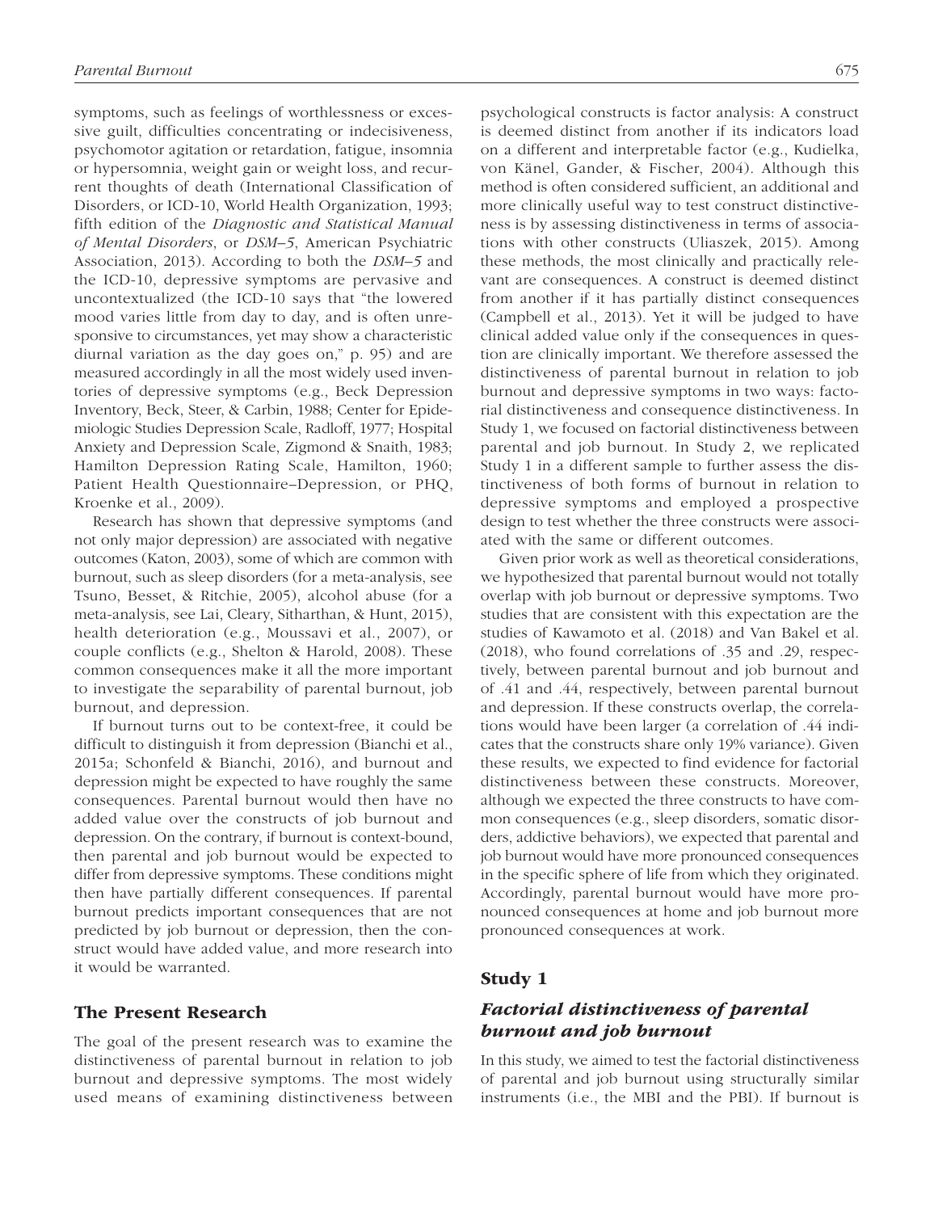symptoms, such as feelings of worthlessness or excessive guilt, difficulties concentrating or indecisiveness, psychomotor agitation or retardation, fatigue, insomnia or hypersomnia, weight gain or weight loss, and recurrent thoughts of death (International Classification of Disorders, or ICD-10, World Health Organization, 1993; fifth edition of the *Diagnostic and Statistical Manual of Mental Disorders*, or *DSM–5*, American Psychiatric Association, 2013). According to both the *DSM–5* and the ICD-10, depressive symptoms are pervasive and uncontextualized (the ICD-10 says that "the lowered mood varies little from day to day, and is often unresponsive to circumstances, yet may show a characteristic diurnal variation as the day goes on," p. 95) and are measured accordingly in all the most widely used inventories of depressive symptoms (e.g., Beck Depression Inventory, Beck, Steer, & Carbin, 1988; Center for Epidemiologic Studies Depression Scale, Radloff, 1977; Hospital Anxiety and Depression Scale, Zigmond & Snaith, 1983; Hamilton Depression Rating Scale, Hamilton, 1960; Patient Health Questionnaire–Depression, or PHQ, Kroenke et al., 2009).

Research has shown that depressive symptoms (and not only major depression) are associated with negative outcomes (Katon, 2003), some of which are common with burnout, such as sleep disorders (for a meta-analysis, see Tsuno, Besset, & Ritchie, 2005), alcohol abuse (for a meta-analysis, see Lai, Cleary, Sitharthan, & Hunt, 2015), health deterioration (e.g., Moussavi et al., 2007), or couple conflicts (e.g., Shelton & Harold, 2008). These common consequences make it all the more important to investigate the separability of parental burnout, job burnout, and depression.

If burnout turns out to be context-free, it could be difficult to distinguish it from depression (Bianchi et al., 2015a; Schonfeld & Bianchi, 2016), and burnout and depression might be expected to have roughly the same consequences. Parental burnout would then have no added value over the constructs of job burnout and depression. On the contrary, if burnout is context-bound, then parental and job burnout would be expected to differ from depressive symptoms. These conditions might then have partially different consequences. If parental burnout predicts important consequences that are not predicted by job burnout or depression, then the construct would have added value, and more research into it would be warranted.

## The Present Research

The goal of the present research was to examine the distinctiveness of parental burnout in relation to job burnout and depressive symptoms. The most widely used means of examining distinctiveness between psychological constructs is factor analysis: A construct is deemed distinct from another if its indicators load on a different and interpretable factor (e.g., Kudielka, von Känel, Gander, & Fischer, 2004). Although this method is often considered sufficient, an additional and more clinically useful way to test construct distinctiveness is by assessing distinctiveness in terms of associations with other constructs (Uliaszek, 2015). Among these methods, the most clinically and practically relevant are consequences. A construct is deemed distinct from another if it has partially distinct consequences (Campbell et al., 2013). Yet it will be judged to have clinical added value only if the consequences in question are clinically important. We therefore assessed the distinctiveness of parental burnout in relation to job burnout and depressive symptoms in two ways: factorial distinctiveness and consequence distinctiveness. In Study 1, we focused on factorial distinctiveness between parental and job burnout. In Study 2, we replicated Study 1 in a different sample to further assess the distinctiveness of both forms of burnout in relation to depressive symptoms and employed a prospective design to test whether the three constructs were associated with the same or different outcomes.

Given prior work as well as theoretical considerations, we hypothesized that parental burnout would not totally overlap with job burnout or depressive symptoms. Two studies that are consistent with this expectation are the studies of Kawamoto et al. (2018) and Van Bakel et al. (2018), who found correlations of .35 and .29, respectively, between parental burnout and job burnout and of .41 and .44, respectively, between parental burnout and depression. If these constructs overlap, the correlations would have been larger (a correlation of .44 indicates that the constructs share only 19% variance). Given these results, we expected to find evidence for factorial distinctiveness between these constructs. Moreover, although we expected the three constructs to have common consequences (e.g., sleep disorders, somatic disorders, addictive behaviors), we expected that parental and job burnout would have more pronounced consequences in the specific sphere of life from which they originated. Accordingly, parental burnout would have more pronounced consequences at home and job burnout more pronounced consequences at work.

## Study 1

### *Factorial distinctiveness of parental burnout and job burnout*

In this study, we aimed to test the factorial distinctiveness of parental and job burnout using structurally similar instruments (i.e., the MBI and the PBI). If burnout is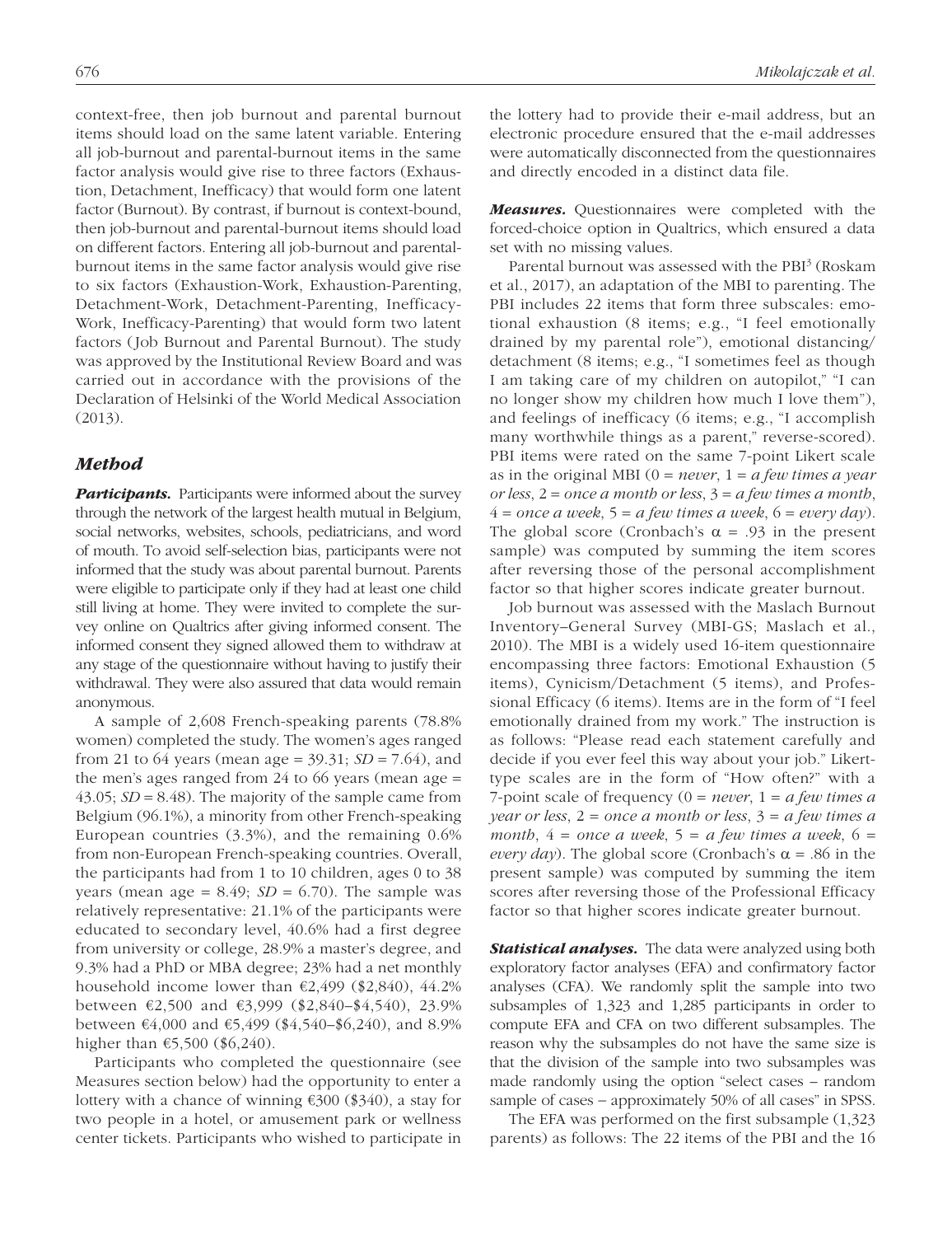context-free, then job burnout and parental burnout items should load on the same latent variable. Entering all job-burnout and parental-burnout items in the same factor analysis would give rise to three factors (Exhaustion, Detachment, Inefficacy) that would form one latent factor (Burnout). By contrast, if burnout is context-bound, then job-burnout and parental-burnout items should load on different factors. Entering all job-burnout and parental-burnout items in the same factor analysis would give rise to six factors (Exhaustion-Work, Exhaustion-Parenting, Detachment-Work, Detachment-Parenting, Inefficacy-Work, Inefficacy-Parenting) that would form two latent factors (Job Burnout and Parental Burnout). The study was approved by the Institutional Review Board and was carried out in accordance with the provisions of the Declaration of Helsinki of the World Medical Association (2013).

### *Method*

***Participants.*** Participants were informed about the survey through the network of the largest health mutual in Belgium, social networks, websites, schools, pediatricians, and word of mouth. To avoid self-selection bias, participants were not informed that the study was about parental burnout. Parents were eligible to participate only if they had at least one child still living at home. They were invited to complete the survey online on Qualtrics after giving informed consent. The informed consent they signed allowed them to withdraw at any stage of the questionnaire without having to justify their withdrawal. They were also assured that data would remain anonymous.

A sample of 2,608 French-speaking parents (78.8% women) completed the study. The women's ages ranged from 21 to 64 years (mean age = 39.31; *SD* = 7.64), and the men's ages ranged from 24 to 66 years (mean age = 43.05; *SD* = 8.48). The majority of the sample came from Belgium (96.1%), a minority from other French-speaking European countries (3.3%), and the remaining 0.6% from non-European French-speaking countries. Overall, the participants had from 1 to 10 children, ages 0 to 38 years (mean age = 8.49; *SD* = 6.70). The sample was relatively representative: 21.1% of the participants were educated to secondary level, 40.6% had a first degree from university or college, 28.9% a master's degree, and 9.3% had a PhD or MBA degree; 23% had a net monthly household income lower than €2,499 ($2,840), 44.2% between €2,500 and €3,999 ($2,840–$4,540), 23.9% between €4,000 and €5,499 ($4,540–$6,240), and 8.9% higher than €5,500 ($6,240).

Participants who completed the questionnaire (see Measures section below) had the opportunity to enter a lottery with a chance of winning €300 ($340), a stay for two people in a hotel, or amusement park or wellness center tickets. Participants who wished to participate in the lottery had to provide their e-mail address, but an electronic procedure ensured that the e-mail addresses were automatically disconnected from the questionnaires and directly encoded in a distinct data file.

***Measures.*** Questionnaires were completed with the forced-choice option in Qualtrics, which ensured a data set with no missing values.

Parental burnout was assessed with the PBI[3] (Roskam et al., 2017), an adaptation of the MBI to parenting. The PBI includes 22 items that form three subscales: emotional exhaustion (8 items; e.g., "I feel emotionally drained by my parental role"), emotional distancing/detachment (8 items; e.g., "I sometimes feel as though I am taking care of my children on autopilot," "I can no longer show my children how much I love them"), and feelings of inefficacy (6 items; e.g., "I accomplish many worthwhile things as a parent," reverse-scored). PBI items were rated on the same 7-point Likert scale as in the original MBI (0 = *never*, 1 = *a few times a year or less*, 2 = *once a month or less*, 3 = *a few times a month*, 4 = *once a week*, 5 = *a few times a week*, 6 = *every day*). The global score (Cronbach's $\alpha$ = .93 in the present sample) was computed by summing the item scores after reversing those of the personal accomplishment factor so that higher scores indicate greater burnout.

Job burnout was assessed with the Maslach Burnout Inventory–General Survey (MBI-GS; Maslach et al., 2010). The MBI is a widely used 16-item questionnaire encompassing three factors: Emotional Exhaustion (5 items), Cynicism/Detachment (5 items), and Professional Efficacy (6 items). Items are in the form of "I feel emotionally drained from my work." The instruction is as follows: "Please read each statement carefully and decide if you ever feel this way about your job." Likert-type scales are in the form of "How often?" with a 7-point scale of frequency (0 = *never*, 1 = *a few times a year or less*, 2 = *once a month or less*, 3 = *a few times a month*, 4 = *once a week*, 5 = *a few times a week*, 6 = *every day*). The global score (Cronbach's $\alpha$ = .86 in the present sample) was computed by summing the item scores after reversing those of the Professional Efficacy factor so that higher scores indicate greater burnout.

***Statistical analyses.*** The data were analyzed using both exploratory factor analyses (EFA) and confirmatory factor analyses (CFA). We randomly split the sample into two subsamples of 1,323 and 1,285 participants in order to compute EFA and CFA on two different subsamples. The reason why the subsamples do not have the same size is that the division of the sample into two subsamples was made randomly using the option "select cases – random sample of cases – approximately 50% of all cases" in SPSS.

The EFA was performed on the first subsample (1,323 parents) as follows: The 22 items of the PBI and the 16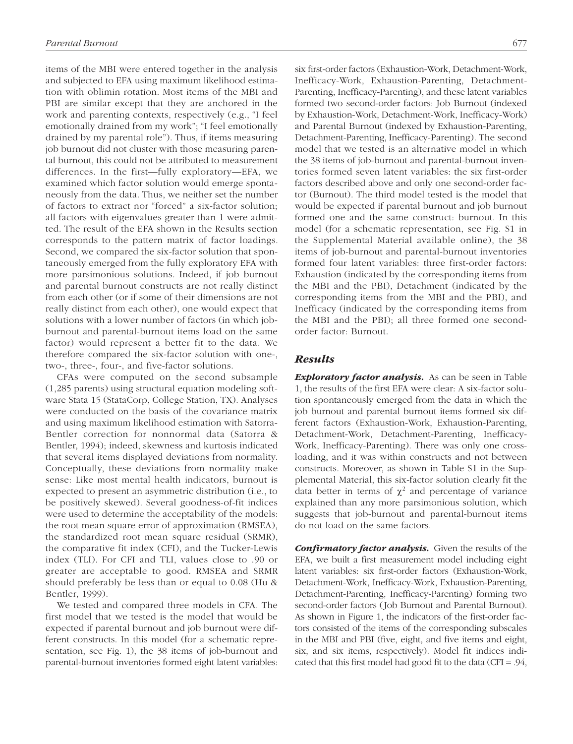items of the MBI were entered together in the analysis and subjected to EFA using maximum likelihood estimation with oblimin rotation. Most items of the MBI and PBI are similar except that they are anchored in the work and parenting contexts, respectively (e.g., "I feel emotionally drained from my work"; "I feel emotionally drained by my parental role"). Thus, if items measuring job burnout did not cluster with those measuring parental burnout, this could not be attributed to measurement differences. In the first—fully exploratory—EFA, we examined which factor solution would emerge spontaneously from the data. Thus, we neither set the number of factors to extract nor "forced" a six-factor solution; all factors with eigenvalues greater than 1 were admitted. The result of the EFA shown in the Results section corresponds to the pattern matrix of factor loadings. Second, we compared the six-factor solution that spontaneously emerged from the fully exploratory EFA with more parsimonious solutions. Indeed, if job burnout and parental burnout constructs are not really distinct from each other (or if some of their dimensions are not really distinct from each other), one would expect that solutions with a lower number of factors (in which job-burnout and parental-burnout items load on the same factor) would represent a better fit to the data. We therefore compared the six-factor solution with one-, two-, three-, four-, and five-factor solutions.

CFAs were computed on the second subsample (1,285 parents) using structural equation modeling software Stata 15 (StataCorp, College Station, TX). Analyses were conducted on the basis of the covariance matrix and using maximum likelihood estimation with Satorra-Bentler correction for nonnormal data (Satorra & Bentler, 1994); indeed, skewness and kurtosis indicated that several items displayed deviations from normality. Conceptually, these deviations from normality make sense: Like most mental health indicators, burnout is expected to present an asymmetric distribution (i.e., to be positively skewed). Several goodness-of-fit indices were used to determine the acceptability of the models: the root mean square error of approximation (RMSEA), the standardized root mean square residual (SRMR), the comparative fit index (CFI), and the Tucker-Lewis index (TLI). For CFI and TLI, values close to .90 or greater are acceptable to good. RMSEA and SRMR should preferably be less than or equal to 0.08 (Hu & Bentler, 1999).

We tested and compared three models in CFA. The first model that we tested is the model that would be expected if parental burnout and job burnout were different constructs. In this model (for a schematic representation, see Fig. 1), the 38 items of job-burnout and parental-burnout inventories formed eight latent variables: six first-order factors (Exhaustion-Work, Detachment-Work, Inefficacy-Work, Exhaustion-Parenting, Detachment-Parenting, Inefficacy-Parenting), and these latent variables formed two second-order factors: Job Burnout (indexed by Exhaustion-Work, Detachment-Work, Inefficacy-Work) and Parental Burnout (indexed by Exhaustion-Parenting, Detachment-Parenting, Inefficacy-Parenting). The second model that we tested is an alternative model in which the 38 items of job-burnout and parental-burnout inventories formed seven latent variables: the six first-order factors described above and only one second-order factor (Burnout). The third model tested is the model that would be expected if parental burnout and job burnout formed one and the same construct: burnout. In this model (for a schematic representation, see Fig. S1 in the Supplemental Material available online), the 38 items of job-burnout and parental-burnout inventories formed four latent variables: three first-order factors: Exhaustion (indicated by the corresponding items from the MBI and the PBI), Detachment (indicated by the corresponding items from the MBI and the PBI), and Inefficacy (indicated by the corresponding items from the MBI and the PBI); all three formed one second-order factor: Burnout.

## Results

***Exploratory factor analysis.*** As can be seen in Table 1, the results of the first EFA were clear: A six-factor solution spontaneously emerged from the data in which the job burnout and parental burnout items formed six different factors (Exhaustion-Work, Exhaustion-Parenting, Detachment-Work, Detachment-Parenting, Inefficacy-Work, Inefficacy-Parenting). There was only one cross-loading, and it was within constructs and not between constructs. Moreover, as shown in Table S1 in the Supplemental Material, this six-factor solution clearly fit the data better in terms of $\chi^2$ and percentage of variance explained than any more parsimonious solution, which suggests that job-burnout and parental-burnout items do not load on the same factors.

***Confirmatory factor analysis.*** Given the results of the EFA, we built a first measurement model including eight latent variables: six first-order factors (Exhaustion-Work, Detachment-Work, Inefficacy-Work, Exhaustion-Parenting, Detachment-Parenting, Inefficacy-Parenting) forming two second-order factors (Job Burnout and Parental Burnout). As shown in Figure 1, the indicators of the first-order factors consisted of the items of the corresponding subscales in the MBI and PBI (five, eight, and five items and eight, six, and six items, respectively). Model fit indices indicated that this first model had good fit to the data (CFI = .94,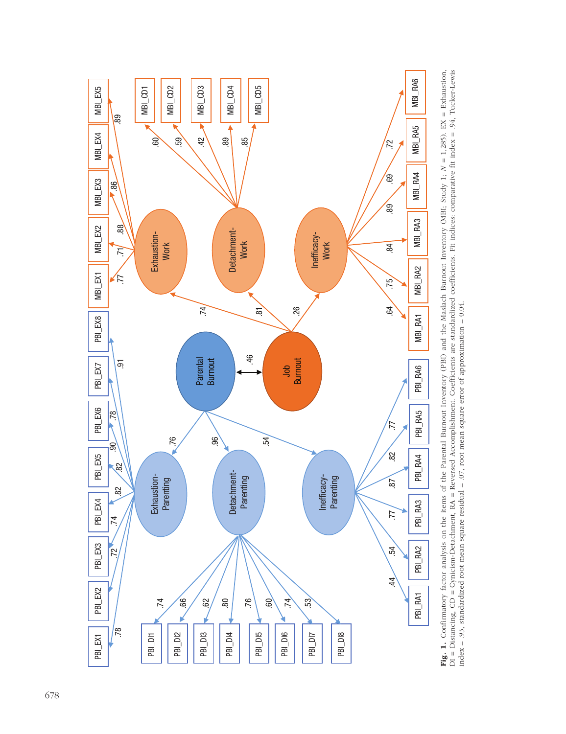**Fig. 1.** Confirmatory factor analysis on the items of the Parental Burnout Inventory (PBI) and the Maslach Burnout Inventory (MBI; Study 1; $N$ = 1,285). EX = Exhaustion, DI = Distancing, CD = Cynicism-Detachment, RA = Reversed Accomplishment. Coefficients are standardized coefficients. Fit indices: comparative fit index = .94, Tucker-Lewis index = .93, standardized root mean square residual = .07, root mean square error of approximation = 0.04.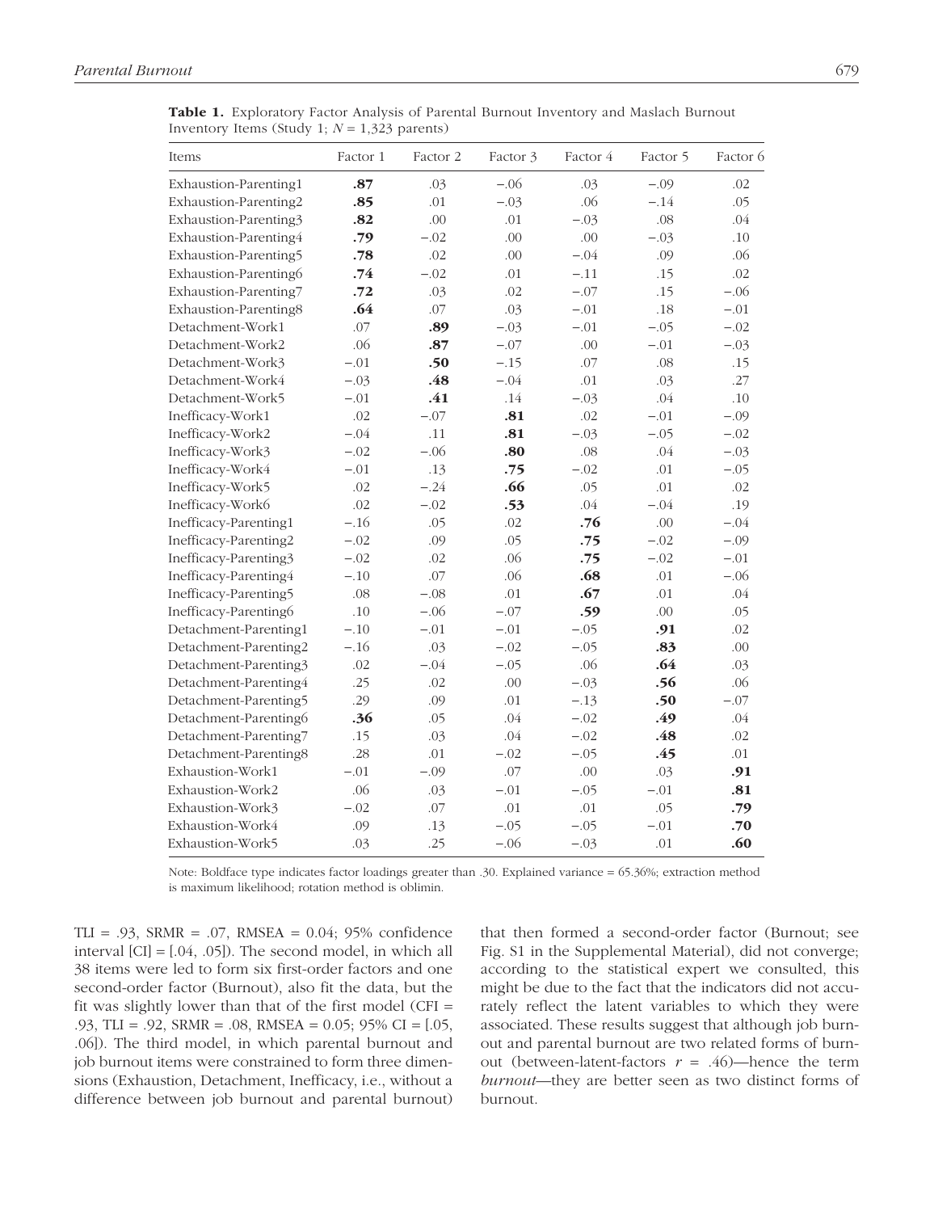**Table 1.** Exploratory Factor Analysis of Parental Burnout Inventory and Maslach Burnout Inventory Items (Study 1; $N$ = 1,323 parents)

| Items | Factor 1 | Factor 2 | Factor 3 | Factor 4 | Factor 5 | Factor 6 |
|---|---|---|---|---|---|---|
| Exhaustion-Parenting1 | **.87** | .03 | −.06 | .03 | −.09 | .02 |
| Exhaustion-Parenting2 | **.85** | .01 | −.03 | .06 | −.14 | .05 |
| Exhaustion-Parenting3 | **.82** | .00 | .01 | −.03 | .08 | .04 |
| Exhaustion-Parenting4 | **.79** | −.02 | .00 | .00 | −.03 | .10 |
| Exhaustion-Parenting5 | **.78** | .02 | .00 | −.04 | .09 | .06 |
| Exhaustion-Parenting6 | **.74** | −.02 | .01 | −.11 | .15 | .02 |
| Exhaustion-Parenting7 | **.72** | .03 | .02 | −.07 | .15 | −.06 |
| Exhaustion-Parenting8 | **.64** | .07 | .03 | −.01 | .18 | −.01 |
| Detachment-Work1 | .07 | **.89** | −.03 | −.01 | −.05 | −.02 |
| Detachment-Work2 | .06 | **.87** | −.07 | .00 | −.01 | −.03 |
| Detachment-Work3 | −.01 | **.50** | −.15 | .07 | .08 | .15 |
| Detachment-Work4 | −.03 | **.48** | −.04 | .01 | .03 | .27 |
| Detachment-Work5 | −.01 | **.41** | .14 | −.03 | .04 | .10 |
| Inefficacy-Work1 | .02 | −.07 | **.81** | .02 | −.01 | −.09 |
| Inefficacy-Work2 | −.04 | .11 | **.81** | −.03 | −.05 | −.02 |
| Inefficacy-Work3 | −.02 | −.06 | **.80** | .08 | .04 | −.03 |
| Inefficacy-Work4 | −.01 | .13 | **.75** | −.02 | .01 | −.05 |
| Inefficacy-Work5 | .02 | −.24 | **.66** | .05 | .01 | .02 |
| Inefficacy-Work6 | .02 | −.02 | **.53** | .04 | −.04 | .19 |
| Inefficacy-Parenting1 | −.16 | .05 | .02 | **.76** | .00 | −.04 |
| Inefficacy-Parenting2 | −.02 | .09 | .05 | **.75** | −.02 | −.09 |
| Inefficacy-Parenting3 | −.02 | .02 | .06 | **.75** | −.02 | −.01 |
| Inefficacy-Parenting4 | −.10 | .07 | .06 | **.68** | .01 | −.06 |
| Inefficacy-Parenting5 | .08 | −.08 | .01 | **.67** | .01 | .04 |
| Inefficacy-Parenting6 | .10 | −.06 | −.07 | **.59** | .00 | .05 |
| Detachment-Parenting1 | −.10 | −.01 | −.01 | −.05 | **.91** | .02 |
| Detachment-Parenting2 | −.16 | .03 | −.02 | −.05 | **.83** | .00 |
| Detachment-Parenting3 | .02 | −.04 | −.05 | .06 | **.64** | .03 |
| Detachment-Parenting4 | .25 | .02 | .00 | −.03 | **.56** | .06 |
| Detachment-Parenting5 | .29 | .09 | .01 | −.13 | **.50** | −.07 |
| Detachment-Parenting6 | **.36** | .05 | .04 | −.02 | **.49** | .04 |
| Detachment-Parenting7 | .15 | .03 | .04 | −.02 | **.48** | .02 |
| Detachment-Parenting8 | .28 | .01 | −.02 | −.05 | **.45** | .01 |
| Exhaustion-Work1 | −.01 | −.09 | .07 | .00 | .03 | **.91** |
| Exhaustion-Work2 | .06 | .03 | −.01 | −.05 | −.01 | **.81** |
| Exhaustion-Work3 | −.02 | .07 | .01 | .01 | .05 | **.79** |
| Exhaustion-Work4 | .09 | .13 | −.05 | −.05 | −.01 | **.70** |
| Exhaustion-Work5 | .03 | .25 | −.06 | −.03 | .01 | **.60** |

Note: Boldface type indicates factor loadings greater than .30. Explained variance = 65.36%; extraction method is maximum likelihood; rotation method is oblimin.

TLI = .93, SRMR = .07, RMSEA = 0.04; 95% confidence interval [CI] = [.04, .05]). The second model, in which all 38 items were led to form six first-order factors and one second-order factor (Burnout), also fit the data, but the fit was slightly lower than that of the first model (CFI = .93, TLI = .92, SRMR = .08, RMSEA = 0.05; 95% CI = [.05, .06]). The third model, in which parental burnout and job burnout items were constrained to form three dimensions (Exhaustion, Detachment, Inefficacy, i.e., without a difference between job burnout and parental burnout) that then formed a second-order factor (Burnout; see Fig. S1 in the Supplemental Material), did not converge; according to the statistical expert we consulted, this might be due to the fact that the indicators did not accurately reflect the latent variables to which they were associated. These results suggest that although job burnout and parental burnout are two related forms of burnout (between-latent-factors $r$ = .46)—hence the term *burnout*—they are better seen as two distinct forms of burnout.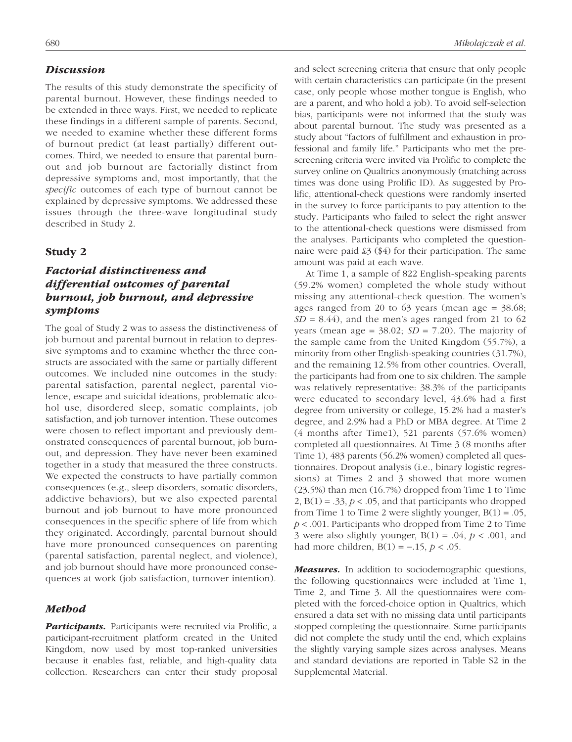### *Discussion*

The results of this study demonstrate the specificity of parental burnout. However, these findings needed to be extended in three ways. First, we needed to replicate these findings in a different sample of parents. Second, we needed to examine whether these different forms of burnout predict (at least partially) different outcomes. Third, we needed to ensure that parental burnout and job burnout are factorially distinct from depressive symptoms and, most importantly, that the *specific* outcomes of each type of burnout cannot be explained by depressive symptoms. We addressed these issues through the three-wave longitudinal study described in Study 2.

## Study 2

### *Factorial distinctiveness and differential outcomes of parental burnout, job burnout, and depressive symptoms*

The goal of Study 2 was to assess the distinctiveness of job burnout and parental burnout in relation to depressive symptoms and to examine whether the three constructs are associated with the same or partially different outcomes. We included nine outcomes in the study: parental satisfaction, parental neglect, parental violence, escape and suicidal ideations, problematic alcohol use, disordered sleep, somatic complaints, job satisfaction, and job turnover intention. These outcomes were chosen to reflect important and previously demonstrated consequences of parental burnout, job burnout, and depression. They have never been examined together in a study that measured the three constructs. We expected the constructs to have partially common consequences (e.g., sleep disorders, somatic disorders, addictive behaviors), but we also expected parental burnout and job burnout to have more pronounced consequences in the specific sphere of life from which they originated. Accordingly, parental burnout should have more pronounced consequences on parenting (parental satisfaction, parental neglect, and violence), and job burnout should have more pronounced consequences at work (job satisfaction, turnover intention).

### *Method*

***Participants.*** Participants were recruited via Prolific, a participant-recruitment platform created in the United Kingdom, now used by most top-ranked universities because it enables fast, reliable, and high-quality data collection. Researchers can enter their study proposal and select screening criteria that ensure that only people with certain characteristics can participate (in the present case, only people whose mother tongue is English, who are a parent, and who hold a job). To avoid self-selection bias, participants were not informed that the study was about parental burnout. The study was presented as a study about "factors of fulfillment and exhaustion in professional and family life." Participants who met the prescreening criteria were invited via Prolific to complete the survey online on Qualtrics anonymously (matching across times was done using Prolific ID). As suggested by Prolific, attentional-check questions were randomly inserted in the survey to force participants to pay attention to the study. Participants who failed to select the right answer to the attentional-check questions were dismissed from the analyses. Participants who completed the questionnaire were paid £3 ($4) for their participation. The same amount was paid at each wave.

At Time 1, a sample of 822 English-speaking parents (59.2% women) completed the whole study without missing any attentional-check question. The women's ages ranged from 20 to 63 years (mean age = 38.68; $SD$ = 8.44), and the men's ages ranged from 21 to 62 years (mean age = 38.02; $SD$ = 7.20). The majority of the sample came from the United Kingdom (55.7%), a minority from other English-speaking countries (31.7%), and the remaining 12.5% from other countries. Overall, the participants had from one to six children. The sample was relatively representative: 38.3% of the participants were educated to secondary level, 43.6% had a first degree from university or college, 15.2% had a master's degree, and 2.9% had a PhD or MBA degree. At Time 2 (4 months after Time1), 521 parents (57.6% women) completed all questionnaires. At Time 3 (8 months after Time 1), 483 parents (56.2% women) completed all questionnaires. Dropout analysis (i.e., binary logistic regressions) at Times 2 and 3 showed that more women (23.5%) than men (16.7%) dropped from Time 1 to Time 2, $B(1) = .33$, $p < .05$, and that participants who dropped from Time 1 to Time 2 were slightly younger, $B(1) = .05$, $p < .001$. Participants who dropped from Time 2 to Time 3 were also slightly younger, $B(1) = .04$, $p < .001$, and had more children, $B(1) = -.15$, $p < .05$.

***Measures.*** In addition to sociodemographic questions, the following questionnaires were included at Time 1, Time 2, and Time 3. All the questionnaires were completed with the forced-choice option in Qualtrics, which ensured a data set with no missing data until participants stopped completing the questionnaire. Some participants did not complete the study until the end, which explains the slightly varying sample sizes across analyses. Means and standard deviations are reported in Table S2 in the Supplemental Material.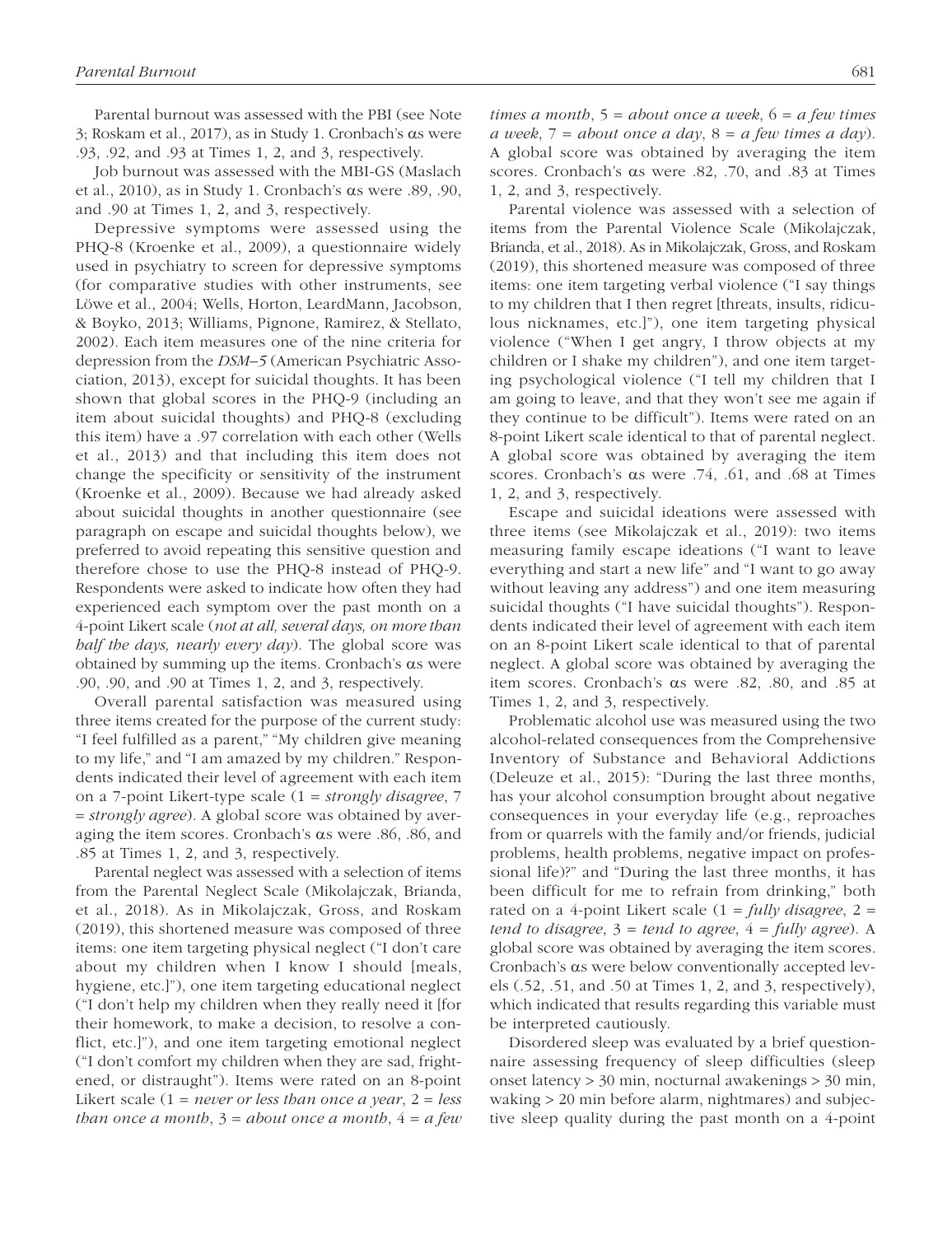Parental burnout was assessed with the PBI (see Note 3; Roskam et al., 2017), as in Study 1. Cronbach's αs were .93, .92, and .93 at Times 1, 2, and 3, respectively.

Job burnout was assessed with the MBI-GS (Maslach et al., 2010), as in Study 1. Cronbach's αs were .89, .90, and .90 at Times 1, 2, and 3, respectively.

Depressive symptoms were assessed using the PHQ-8 (Kroenke et al., 2009), a questionnaire widely used in psychiatry to screen for depressive symptoms (for comparative studies with other instruments, see Löwe et al., 2004; Wells, Horton, LeardMann, Jacobson, & Boyko, 2013; Williams, Pignone, Ramirez, & Stellato, 2002). Each item measures one of the nine criteria for depression from the *DSM–5* (American Psychiatric Association, 2013), except for suicidal thoughts. It has been shown that global scores in the PHQ-9 (including an item about suicidal thoughts) and PHQ-8 (excluding this item) have a .97 correlation with each other (Wells et al., 2013) and that including this item does not change the specificity or sensitivity of the instrument (Kroenke et al., 2009). Because we had already asked about suicidal thoughts in another questionnaire (see paragraph on escape and suicidal thoughts below), we preferred to avoid repeating this sensitive question and therefore chose to use the PHQ-8 instead of PHQ-9. Respondents were asked to indicate how often they had experienced each symptom over the past month on a 4-point Likert scale (*not at all, several days, on more than half the days, nearly every day*). The global score was obtained by summing up the items. Cronbach's αs were .90, .90, and .90 at Times 1, 2, and 3, respectively.

Overall parental satisfaction was measured using three items created for the purpose of the current study: "I feel fulfilled as a parent," "My children give meaning to my life," and "I am amazed by my children." Respondents indicated their level of agreement with each item on a 7-point Likert-type scale (1 = *strongly disagree*, 7 = *strongly agree*). A global score was obtained by averaging the item scores. Cronbach's αs were .86, .86, and .85 at Times 1, 2, and 3, respectively.

Parental neglect was assessed with a selection of items from the Parental Neglect Scale (Mikolajczak, Brianda, et al., 2018). As in Mikolajczak, Gross, and Roskam (2019), this shortened measure was composed of three items: one item targeting physical neglect ("I don't care about my children when I know I should [meals, hygiene, etc.]"), one item targeting educational neglect ("I don't help my children when they really need it [for their homework, to make a decision, to resolve a conflict, etc.]"), and one item targeting emotional neglect ("I don't comfort my children when they are sad, frightened, or distraught"). Items were rated on an 8-point Likert scale (1 = *never or less than once a year*, 2 = *less than once a month*, 3 = *about once a month*, 4 = *a few times a month*, 5 = *about once a week*, 6 = *a few times a week*, 7 = *about once a day*, 8 = *a few times a day*). A global score was obtained by averaging the item scores. Cronbach's αs were .82, .70, and .83 at Times 1, 2, and 3, respectively.

Parental violence was assessed with a selection of items from the Parental Violence Scale (Mikolajczak, Brianda, et al., 2018). As in Mikolajczak, Gross, and Roskam (2019), this shortened measure was composed of three items: one item targeting verbal violence ("I say things to my children that I then regret [threats, insults, ridiculous nicknames, etc.]"), one item targeting physical violence ("When I get angry, I throw objects at my children or I shake my children"), and one item targeting psychological violence ("I tell my children that I am going to leave, and that they won't see me again if they continue to be difficult"). Items were rated on an 8-point Likert scale identical to that of parental neglect. A global score was obtained by averaging the item scores. Cronbach's αs were .74, .61, and .68 at Times 1, 2, and 3, respectively.

Escape and suicidal ideations were assessed with three items (see Mikolajczak et al., 2019): two items measuring family escape ideations ("I want to leave everything and start a new life" and "I want to go away without leaving any address") and one item measuring suicidal thoughts ("I have suicidal thoughts"). Respondents indicated their level of agreement with each item on an 8-point Likert scale identical to that of parental neglect. A global score was obtained by averaging the item scores. Cronbach's αs were .82, .80, and .85 at Times 1, 2, and 3, respectively.

Problematic alcohol use was measured using the two alcohol-related consequences from the Comprehensive Inventory of Substance and Behavioral Addictions (Deleuze et al., 2015): "During the last three months, has your alcohol consumption brought about negative consequences in your everyday life (e.g., reproaches from or quarrels with the family and/or friends, judicial problems, health problems, negative impact on professional life)?" and "During the last three months, it has been difficult for me to refrain from drinking," both rated on a 4-point Likert scale (1 = *fully disagree*, 2 = *tend to disagree*, 3 = *tend to agree*, 4 = *fully agree*). A global score was obtained by averaging the item scores. Cronbach's αs were below conventionally accepted levels (.52, .51, and .50 at Times 1, 2, and 3, respectively), which indicated that results regarding this variable must be interpreted cautiously.

Disordered sleep was evaluated by a brief questionnaire assessing frequency of sleep difficulties (sleep onset latency > 30 min, nocturnal awakenings > 30 min, waking > 20 min before alarm, nightmares) and subjective sleep quality during the past month on a 4-point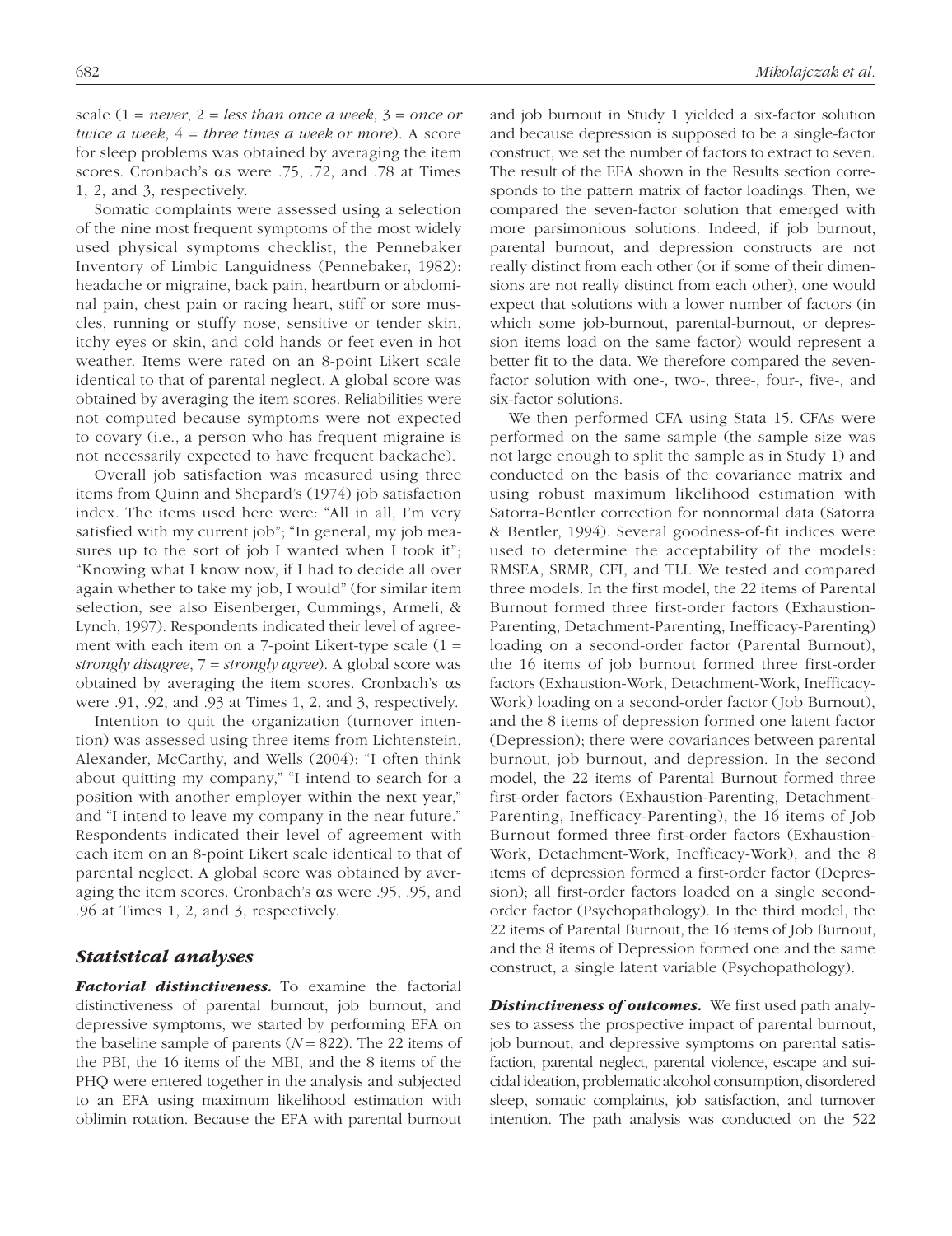scale (1 = *never*, 2 = *less than once a week*, 3 = *once or twice a week*, 4 = *three times a week or more*). A score for sleep problems was obtained by averaging the item scores. Cronbach's αs were .75, .72, and .78 at Times 1, 2, and 3, respectively.

Somatic complaints were assessed using a selection of the nine most frequent symptoms of the most widely used physical symptoms checklist, the Pennebaker Inventory of Limbic Languidness (Pennebaker, 1982): headache or migraine, back pain, heartburn or abdominal pain, chest pain or racing heart, stiff or sore muscles, running or stuffy nose, sensitive or tender skin, itchy eyes or skin, and cold hands or feet even in hot weather. Items were rated on an 8-point Likert scale identical to that of parental neglect. A global score was obtained by averaging the item scores. Reliabilities were not computed because symptoms were not expected to covary (i.e., a person who has frequent migraine is not necessarily expected to have frequent backache).

Overall job satisfaction was measured using three items from Quinn and Shepard's (1974) job satisfaction index. The items used here were: "All in all, I'm very satisfied with my current job"; "In general, my job measures up to the sort of job I wanted when I took it"; "Knowing what I know now, if I had to decide all over again whether to take my job, I would" (for similar item selection, see also Eisenberger, Cummings, Armeli, & Lynch, 1997). Respondents indicated their level of agreement with each item on a 7-point Likert-type scale (1 = *strongly disagree*, 7 = *strongly agree*). A global score was obtained by averaging the item scores. Cronbach's αs were .91, .92, and .93 at Times 1, 2, and 3, respectively.

Intention to quit the organization (turnover intention) was assessed using three items from Lichtenstein, Alexander, McCarthy, and Wells (2004): "I often think about quitting my company," "I intend to search for a position with another employer within the next year," and "I intend to leave my company in the near future." Respondents indicated their level of agreement with each item on an 8-point Likert scale identical to that of parental neglect. A global score was obtained by averaging the item scores. Cronbach's αs were .95, .95, and .96 at Times 1, 2, and 3, respectively.

## Statistical analyses

***Factorial distinctiveness.*** To examine the factorial distinctiveness of parental burnout, job burnout, and depressive symptoms, we started by performing EFA on the baseline sample of parents ($N = 822$). The 22 items of the PBI, the 16 items of the MBI, and the 8 items of the PHQ were entered together in the analysis and subjected to an EFA using maximum likelihood estimation with oblimin rotation. Because the EFA with parental burnout and job burnout in Study 1 yielded a six-factor solution and because depression is supposed to be a single-factor construct, we set the number of factors to extract to seven. The result of the EFA shown in the Results section corresponds to the pattern matrix of factor loadings. Then, we compared the seven-factor solution that emerged with more parsimonious solutions. Indeed, if job burnout, parental burnout, and depression constructs are not really distinct from each other (or if some of their dimensions are not really distinct from each other), one would expect that solutions with a lower number of factors (in which some job-burnout, parental-burnout, or depression items load on the same factor) would represent a better fit to the data. We therefore compared the seven-factor solution with one-, two-, three-, four-, five-, and six-factor solutions.

We then performed CFA using Stata 15. CFAs were performed on the same sample (the sample size was not large enough to split the sample as in Study 1) and conducted on the basis of the covariance matrix and using robust maximum likelihood estimation with Satorra-Bentler correction for nonnormal data (Satorra & Bentler, 1994). Several goodness-of-fit indices were used to determine the acceptability of the models: RMSEA, SRMR, CFI, and TLI. We tested and compared three models. In the first model, the 22 items of Parental Burnout formed three first-order factors (Exhaustion-Parenting, Detachment-Parenting, Inefficacy-Parenting) loading on a second-order factor (Parental Burnout), the 16 items of job burnout formed three first-order factors (Exhaustion-Work, Detachment-Work, Inefficacy-Work) loading on a second-order factor (Job Burnout), and the 8 items of depression formed one latent factor (Depression); there were covariances between parental burnout, job burnout, and depression. In the second model, the 22 items of Parental Burnout formed three first-order factors (Exhaustion-Parenting, Detachment-Parenting, Inefficacy-Parenting), the 16 items of Job Burnout formed three first-order factors (Exhaustion-Work, Detachment-Work, Inefficacy-Work), and the 8 items of depression formed a first-order factor (Depression); all first-order factors loaded on a single second-order factor (Psychopathology). In the third model, the 22 items of Parental Burnout, the 16 items of Job Burnout, and the 8 items of Depression formed one and the same construct, a single latent variable (Psychopathology).

***Distinctiveness of outcomes.*** We first used path analyses to assess the prospective impact of parental burnout, job burnout, and depressive symptoms on parental satisfaction, parental neglect, parental violence, escape and suicidal ideation, problematic alcohol consumption, disordered sleep, somatic complaints, job satisfaction, and turnover intention. The path analysis was conducted on the 522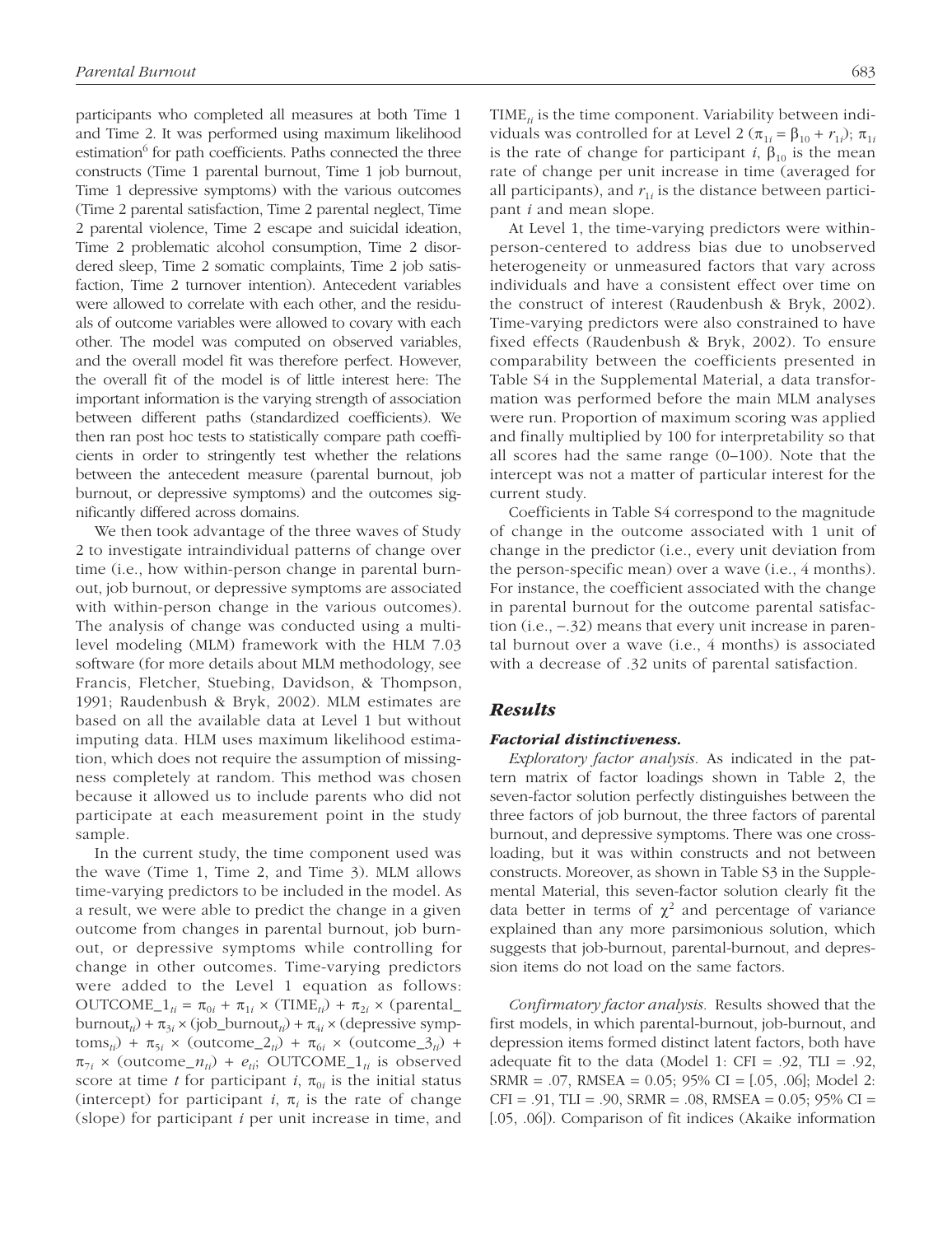participants who completed all measures at both Time 1 and Time 2. It was performed using maximum likelihood estimation[6] for path coefficients. Paths connected the three constructs (Time 1 parental burnout, Time 1 job burnout, Time 1 depressive symptoms) with the various outcomes (Time 2 parental satisfaction, Time 2 parental neglect, Time 2 parental violence, Time 2 escape and suicidal ideation, Time 2 problematic alcohol consumption, Time 2 disordered sleep, Time 2 somatic complaints, Time 2 job satisfaction, Time 2 turnover intention). Antecedent variables were allowed to correlate with each other, and the residuals of outcome variables were allowed to covary with each other. The model was computed on observed variables, and the overall model fit was therefore perfect. However, the overall fit of the model is of little interest here: The important information is the varying strength of association between different paths (standardized coefficients). We then ran post hoc tests to statistically compare path coefficients in order to stringently test whether the relations between the antecedent measure (parental burnout, job burnout, or depressive symptoms) and the outcomes significantly differed across domains.

We then took advantage of the three waves of Study 2 to investigate intraindividual patterns of change over time (i.e., how within-person change in parental burnout, job burnout, or depressive symptoms are associated with within-person change in the various outcomes). The analysis of change was conducted using a multilevel modeling (MLM) framework with the HLM 7.03 software (for more details about MLM methodology, see Francis, Fletcher, Stuebing, Davidson, & Thompson, 1991; Raudenbush & Bryk, 2002). MLM estimates are based on all the available data at Level 1 but without imputing data. HLM uses maximum likelihood estimation, which does not require the assumption of missingness completely at random. This method was chosen because it allowed us to include parents who did not participate at each measurement point in the study sample.

In the current study, the time component used was the wave (Time 1, Time 2, and Time 3). MLM allows time-varying predictors to be included in the model. As a result, we were able to predict the change in a given outcome from changes in parental burnout, job burnout, or depressive symptoms while controlling for change in other outcomes. Time-varying predictors were added to the Level 1 equation as follows: $\text{OUTCOME\_1}_{ti} = \pi_{0i} + \pi_{1i} \times (\text{TIME}_{ti}) + \pi_{2i} \times (\text{parental\_burnout}_{ti}) + \pi_{3i} \times (\text{job\_burnout}_{ti}) + \pi_{4i} \times (\text{depressive symptoms}_{ti}) + \pi_{5i} \times (\text{outcome\_2}_{ti}) + \pi_{6i} \times (\text{outcome\_3}_{ti}) + \pi_{7i} \times (\text{outcome\_}n_{ti}) + e_{ti}$; $\text{OUTCOME\_1}_{ti}$ is observed score at time $t$ for participant $i$, $\pi_{0i}$ is the initial status (intercept) for participant $i$, $\pi_i$ is the rate of change (slope) for participant $i$ per unit increase in time, and $\text{TIME}_{ti}$ is the time component. Variability between individuals was controlled for at Level 2 ($\pi_{1i} = \beta_{10} + r_{1i}$); $\pi_{1i}$ is the rate of change for participant $i$, $\beta_{10}$ is the mean rate of change per unit increase in time (averaged for all participants), and $r_{1i}$ is the distance between participant $i$ and mean slope.

At Level 1, the time-varying predictors were within-person-centered to address bias due to unobserved heterogeneity or unmeasured factors that vary across individuals and have a consistent effect over time on the construct of interest (Raudenbush & Bryk, 2002). Time-varying predictors were also constrained to have fixed effects (Raudenbush & Bryk, 2002). To ensure comparability between the coefficients presented in Table S4 in the Supplemental Material, a data transformation was performed before the main MLM analyses were run. Proportion of maximum scoring was applied and finally multiplied by 100 for interpretability so that all scores had the same range (0–100). Note that the intercept was not a matter of particular interest for the current study.

Coefficients in Table S4 correspond to the magnitude of change in the outcome associated with 1 unit of change in the predictor (i.e., every unit deviation from the person-specific mean) over a wave (i.e., 4 months). For instance, the coefficient associated with the change in parental burnout for the outcome parental satisfaction (i.e., −.32) means that every unit increase in parental burnout over a wave (i.e., 4 months) is associated with a decrease of .32 units of parental satisfaction.

## *Results*

### *Factorial distinctiveness.*

*Exploratory factor analysis.* As indicated in the pattern matrix of factor loadings shown in Table 2, the seven-factor solution perfectly distinguishes between the three factors of job burnout, the three factors of parental burnout, and depressive symptoms. There was one cross-loading, but it was within constructs and not between constructs. Moreover, as shown in Table S3 in the Supplemental Material, this seven-factor solution clearly fit the data better in terms of $\chi^2$ and percentage of variance explained than any more parsimonious solution, which suggests that job-burnout, parental-burnout, and depression items do not load on the same factors.

*Confirmatory factor analysis.* Results showed that the first models, in which parental-burnout, job-burnout, and depression items formed distinct latent factors, both have adequate fit to the data (Model 1: CFI = .92, TLI = .92, SRMR = .07, RMSEA = 0.05; 95% CI = [.05, .06]; Model 2: CFI = .91, TLI = .90, SRMR = .08, RMSEA = 0.05; 95% CI = [.05, .06]). Comparison of fit indices (Akaike information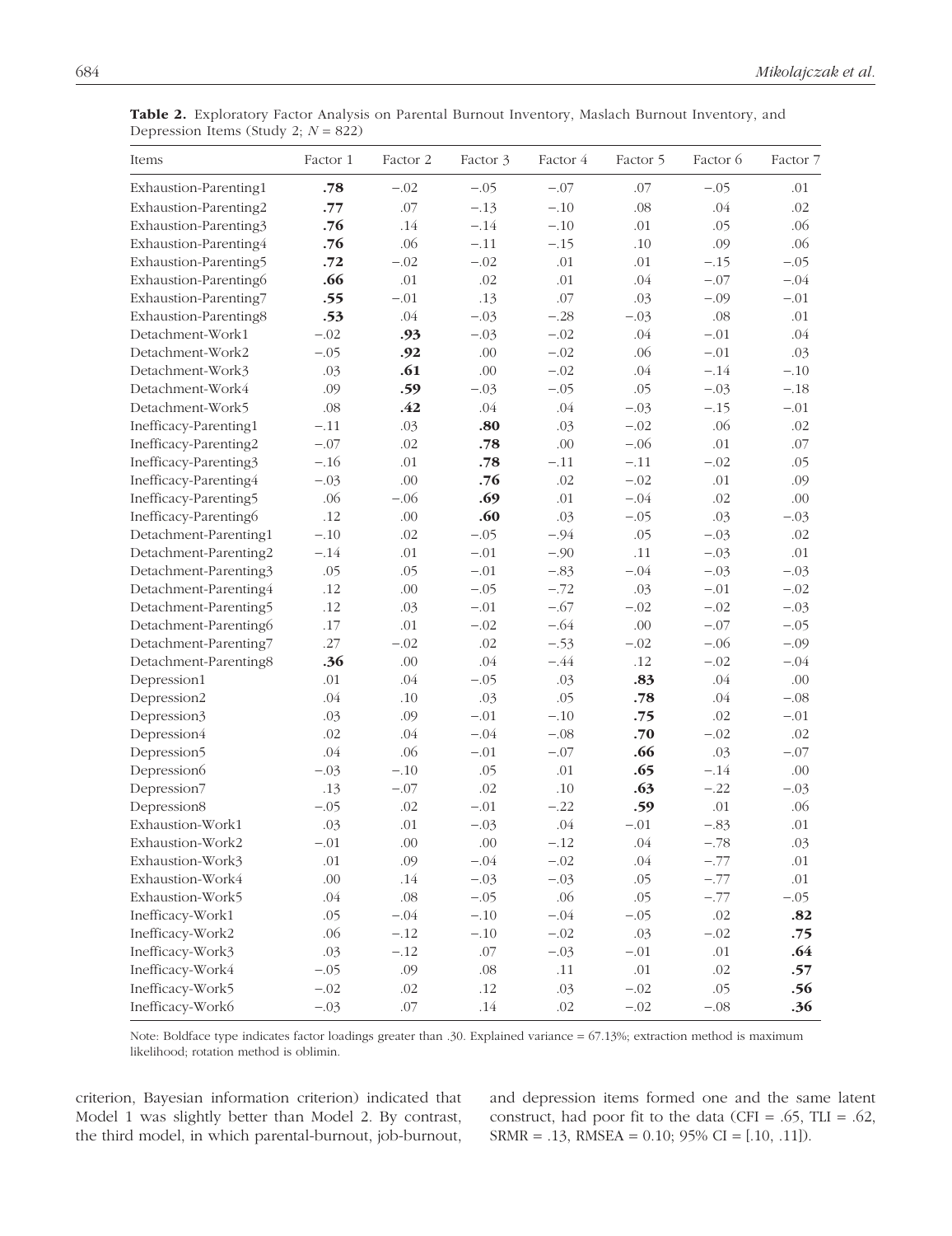**Table 2.** Exploratory Factor Analysis on Parental Burnout Inventory, Maslach Burnout Inventory, and Depression Items (Study 2; $N = 822$)

| Items | Factor 1 | Factor 2 | Factor 3 | Factor 4 | Factor 5 | Factor 6 | Factor 7 |
|---|---|---|---|---|---|---|---|
| Exhaustion-Parenting1 | **.78** | −.02 | −.05 | −.07 | .07 | −.05 | .01 |
| Exhaustion-Parenting2 | **.77** | .07 | −.13 | −.10 | .08 | .04 | .02 |
| Exhaustion-Parenting3 | **.76** | .14 | −.14 | −.10 | .01 | .05 | .06 |
| Exhaustion-Parenting4 | **.76** | .06 | −.11 | −.15 | .10 | .09 | .06 |
| Exhaustion-Parenting5 | **.72** | −.02 | −.02 | .01 | .01 | −.15 | −.05 |
| Exhaustion-Parenting6 | **.66** | .01 | .02 | .01 | .04 | −.07 | −.04 |
| Exhaustion-Parenting7 | **.55** | −.01 | .13 | .07 | .03 | −.09 | −.01 |
| Exhaustion-Parenting8 | **.53** | .04 | −.03 | −.28 | −.03 | .08 | .01 |
| Detachment-Work1 | −.02 | **.93** | −.03 | −.02 | .04 | −.01 | .04 |
| Detachment-Work2 | −.05 | **.92** | .00 | −.02 | .06 | −.01 | .03 |
| Detachment-Work3 | .03 | **.61** | .00 | −.02 | .04 | −.14 | −.10 |
| Detachment-Work4 | .09 | **.59** | −.03 | −.05 | .05 | −.03 | −.18 |
| Detachment-Work5 | .08 | **.42** | .04 | .04 | −.03 | −.15 | −.01 |
| Inefficacy-Parenting1 | −.11 | .03 | **.80** | .03 | −.02 | .06 | .02 |
| Inefficacy-Parenting2 | −.07 | .02 | **.78** | .00 | −.06 | .01 | .07 |
| Inefficacy-Parenting3 | −.16 | .01 | **.78** | −.11 | −.11 | −.02 | .05 |
| Inefficacy-Parenting4 | −.03 | .00 | **.76** | .02 | −.02 | .01 | .09 |
| Inefficacy-Parenting5 | .06 | −.06 | **.69** | .01 | −.04 | .02 | .00 |
| Inefficacy-Parenting6 | .12 | .00 | **.60** | .03 | −.05 | .03 | −.03 |
| Detachment-Parenting1 | −.10 | .02 | −.05 | −.94 | .05 | −.03 | .02 |
| Detachment-Parenting2 | −.14 | .01 | −.01 | −.90 | .11 | −.03 | .01 |
| Detachment-Parenting3 | .05 | .05 | −.01 | −.83 | −.04 | −.03 | −.03 |
| Detachment-Parenting4 | .12 | .00 | −.05 | −.72 | .03 | −.01 | −.02 |
| Detachment-Parenting5 | .12 | .03 | −.01 | −.67 | −.02 | −.02 | −.03 |
| Detachment-Parenting6 | .17 | .01 | −.02 | −.64 | .00 | −.07 | −.05 |
| Detachment-Parenting7 | .27 | −.02 | .02 | −.53 | −.02 | −.06 | −.09 |
| Detachment-Parenting8 | **.36** | .00 | .04 | −.44 | .12 | −.02 | −.04 |
| Depression1 | .01 | .04 | −.05 | .03 | **.83** | .04 | .00 |
| Depression2 | .04 | .10 | .03 | .05 | **.78** | .04 | −.08 |
| Depression3 | .03 | .09 | −.01 | −.10 | **.75** | .02 | −.01 |
| Depression4 | .02 | .04 | −.04 | −.08 | **.70** | −.02 | .02 |
| Depression5 | .04 | .06 | −.01 | −.07 | **.66** | .03 | −.07 |
| Depression6 | −.03 | −.10 | .05 | .01 | **.65** | −.14 | .00 |
| Depression7 | .13 | −.07 | .02 | .10 | **.63** | −.22 | −.03 |
| Depression8 | −.05 | .02 | −.01 | −.22 | **.59** | .01 | .06 |
| Exhaustion-Work1 | .03 | .01 | −.03 | .04 | −.01 | −.83 | .01 |
| Exhaustion-Work2 | −.01 | .00 | .00 | −.12 | .04 | −.78 | .03 |
| Exhaustion-Work3 | .01 | .09 | −.04 | −.02 | .04 | −.77 | .01 |
| Exhaustion-Work4 | .00 | .14 | −.03 | −.03 | .05 | −.77 | .01 |
| Exhaustion-Work5 | .04 | .08 | −.05 | .06 | .05 | −.77 | −.05 |
| Inefficacy-Work1 | .05 | −.04 | −.10 | −.04 | −.05 | .02 | **.82** |
| Inefficacy-Work2 | .06 | −.12 | −.10 | −.02 | .03 | −.02 | **.75** |
| Inefficacy-Work3 | .03 | −.12 | .07 | −.03 | −.01 | .01 | **.64** |
| Inefficacy-Work4 | −.05 | .09 | .08 | .11 | .01 | .02 | **.57** |
| Inefficacy-Work5 | −.02 | .02 | .12 | .03 | −.02 | .05 | **.56** |
| Inefficacy-Work6 | −.03 | .07 | .14 | .02 | −.02 | −.08 | **.36** |

Note: Boldface type indicates factor loadings greater than .30. Explained variance = 67.13%; extraction method is maximum likelihood; rotation method is oblimin.

criterion, Bayesian information criterion) indicated that Model 1 was slightly better than Model 2. By contrast, the third model, in which parental-burnout, job-burnout, and depression items formed one and the same latent construct, had poor fit to the data (CFI = .65, TLI = .62, SRMR = .13, RMSEA = 0.10; 95% CI = [.10, .11]).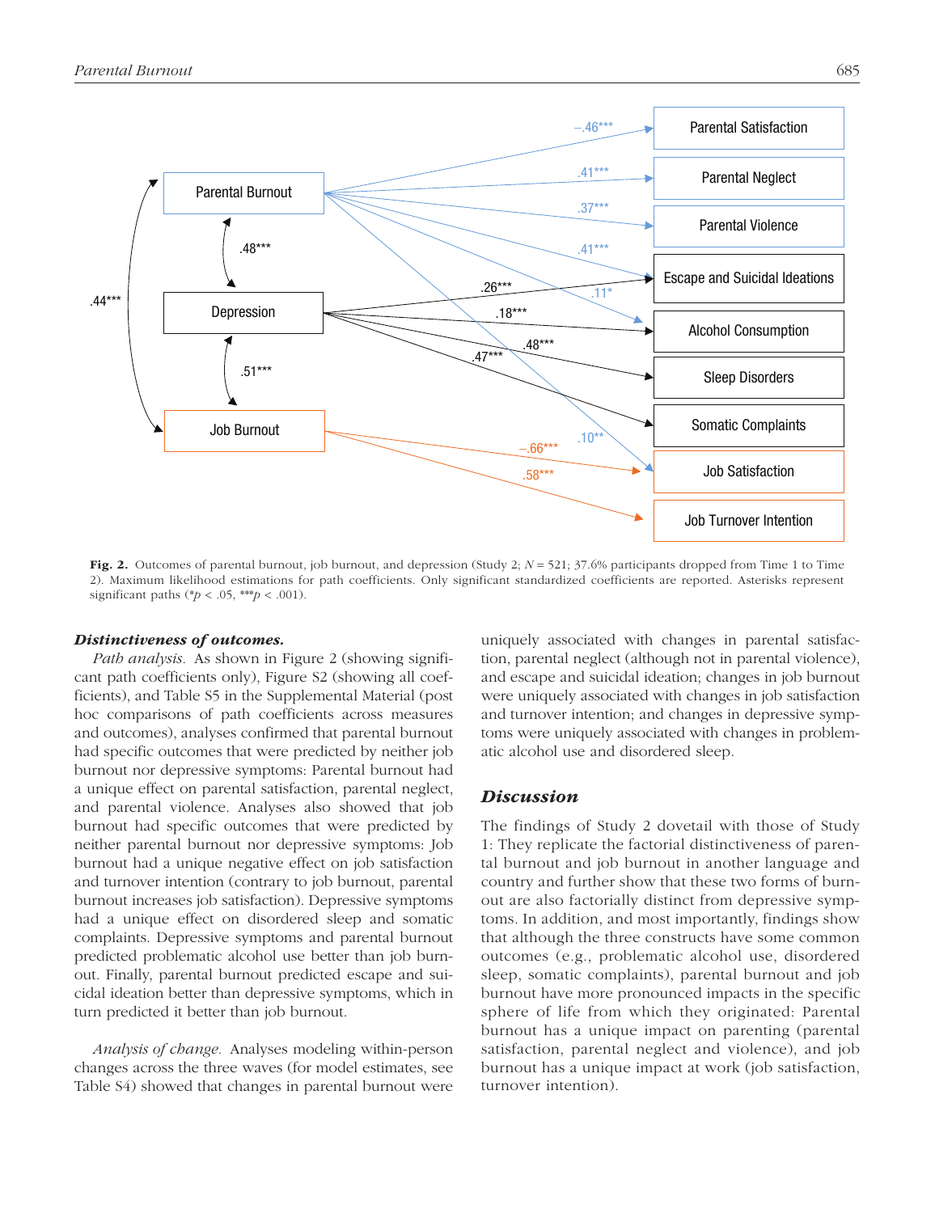Fig. 2. Outcomes of parental burnout, job burnout, and depression (Study 2; $N = 521$; 37.6% participants dropped from Time 1 to Time 2). Maximum likelihood estimations for path coefficients. Only significant standardized coefficients are reported. Asterisks represent significant paths (* $p < .05$, *** $p < .001$).

### *Distinctiveness of outcomes.*

*Path analysis.* As shown in Figure 2 (showing significant path coefficients only), Figure S2 (showing all coefficients), and Table S5 in the Supplemental Material (post hoc comparisons of path coefficients across measures and outcomes), analyses confirmed that parental burnout had specific outcomes that were predicted by neither job burnout nor depressive symptoms: Parental burnout had a unique effect on parental satisfaction, parental neglect, and parental violence. Analyses also showed that job burnout had specific outcomes that were predicted by neither parental burnout nor depressive symptoms: Job burnout had a unique negative effect on job satisfaction and turnover intention (contrary to job burnout, parental burnout increases job satisfaction). Depressive symptoms had a unique effect on disordered sleep and somatic complaints. Depressive symptoms and parental burnout predicted problematic alcohol use better than job burnout. Finally, parental burnout predicted escape and suicidal ideation better than depressive symptoms, which in turn predicted it better than job burnout.

*Analysis of change.* Analyses modeling within-person changes across the three waves (for model estimates, see Table S4) showed that changes in parental burnout were uniquely associated with changes in parental satisfaction, parental neglect (although not in parental violence), and escape and suicidal ideation; changes in job burnout were uniquely associated with changes in job satisfaction and turnover intention; and changes in depressive symptoms were uniquely associated with changes in problematic alcohol use and disordered sleep.

## *Discussion*

The findings of Study 2 dovetail with those of Study 1: They replicate the factorial distinctiveness of parental burnout and job burnout in another language and country and further show that these two forms of burnout are also factorially distinct from depressive symptoms. In addition, and most importantly, findings show that although the three constructs have some common outcomes (e.g., problematic alcohol use, disordered sleep, somatic complaints), parental burnout and job burnout have more pronounced impacts in the specific sphere of life from which they originated: Parental burnout has a unique impact on parenting (parental satisfaction, parental neglect and violence), and job burnout has a unique impact at work (job satisfaction, turnover intention).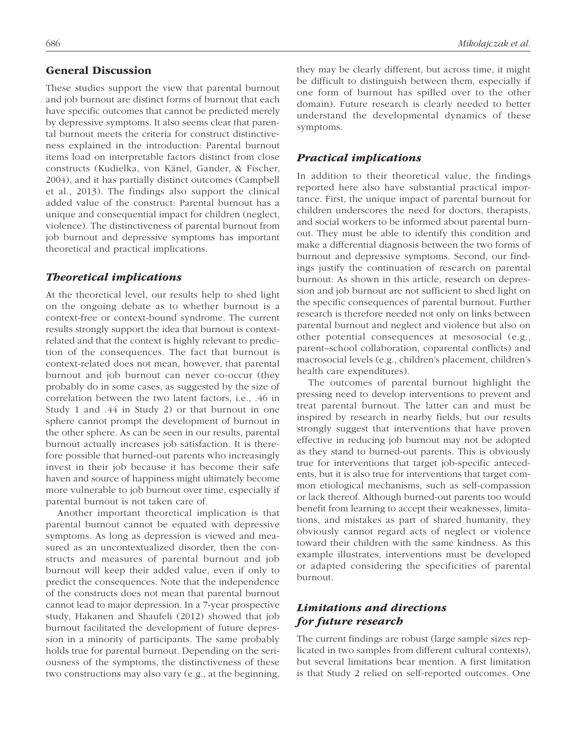## General Discussion

These studies support the view that parental burnout and job burnout are distinct forms of burnout that each have specific outcomes that cannot be predicted merely by depressive symptoms. It also seems clear that parental burnout meets the criteria for construct distinctiveness explained in the introduction: Parental burnout items load on interpretable factors distinct from close constructs (Kudielka, von Känel, Gander, & Fischer, 2004), and it has partially distinct outcomes (Campbell et al., 2013). The findings also support the clinical added value of the construct: Parental burnout has a unique and consequential impact for children (neglect, violence). The distinctiveness of parental burnout from job burnout and depressive symptoms has important theoretical and practical implications.

### *Theoretical implications*

At the theoretical level, our results help to shed light on the ongoing debate as to whether burnout is a context-free or context-bound syndrome. The current results strongly support the idea that burnout is context-related and that the context is highly relevant to prediction of the consequences. The fact that burnout is context-related does not mean, however, that parental burnout and job burnout can never co-occur (they probably do in some cases, as suggested by the size of correlation between the two latent factors, i.e., .46 in Study 1 and .44 in Study 2) or that burnout in one sphere cannot prompt the development of burnout in the other sphere. As can be seen in our results, parental burnout actually increases job satisfaction. It is therefore possible that burned-out parents who increasingly invest in their job because it has become their safe haven and source of happiness might ultimately become more vulnerable to job burnout over time, especially if parental burnout is not taken care of.

Another important theoretical implication is that parental burnout cannot be equated with depressive symptoms. As long as depression is viewed and measured as an uncontextualized disorder, then the constructs and measures of parental burnout and job burnout will keep their added value, even if only to predict the consequences. Note that the independence of the constructs does not mean that parental burnout cannot lead to major depression. In a 7-year prospective study, Hakanen and Shaufeli (2012) showed that job burnout facilitated the development of future depression in a minority of participants. The same probably holds true for parental burnout. Depending on the seriousness of the symptoms, the distinctiveness of these two constructions may also vary (e.g., at the beginning, they may be clearly different, but across time, it might be difficult to distinguish between them, especially if one form of burnout has spilled over to the other domain). Future research is clearly needed to better understand the developmental dynamics of these symptoms.

### *Practical implications*

In addition to their theoretical value, the findings reported here also have substantial practical importance. First, the unique impact of parental burnout for children underscores the need for doctors, therapists, and social workers to be informed about parental burnout. They must be able to identify this condition and make a differential diagnosis between the two forms of burnout and depressive symptoms. Second, our findings justify the continuation of research on parental burnout: As shown in this article, research on depression and job burnout are not sufficient to shed light on the specific consequences of parental burnout. Further research is therefore needed not only on links between parental burnout and neglect and violence but also on other potential consequences at mesosocial (e.g., parent–school collaboration, coparental conflicts) and macrosocial levels (e.g., children's placement, children's health care expenditures).

The outcomes of parental burnout highlight the pressing need to develop interventions to prevent and treat parental burnout. The latter can and must be inspired by research in nearby fields, but our results strongly suggest that interventions that have proven effective in reducing job burnout may not be adopted as they stand to burned-out parents. This is obviously true for interventions that target job-specific antecedents, but it is also true for interventions that target common etiological mechanisms, such as self-compassion or lack thereof. Although burned-out parents too would benefit from learning to accept their weaknesses, limitations, and mistakes as part of shared humanity, they obviously cannot regard acts of neglect or violence toward their children with the same kindness. As this example illustrates, interventions must be developed or adapted considering the specificities of parental burnout.

### *Limitations and directions for future research*

The current findings are robust (large sample sizes replicated in two samples from different cultural contexts), but several limitations bear mention. A first limitation is that Study 2 relied on self-reported outcomes. One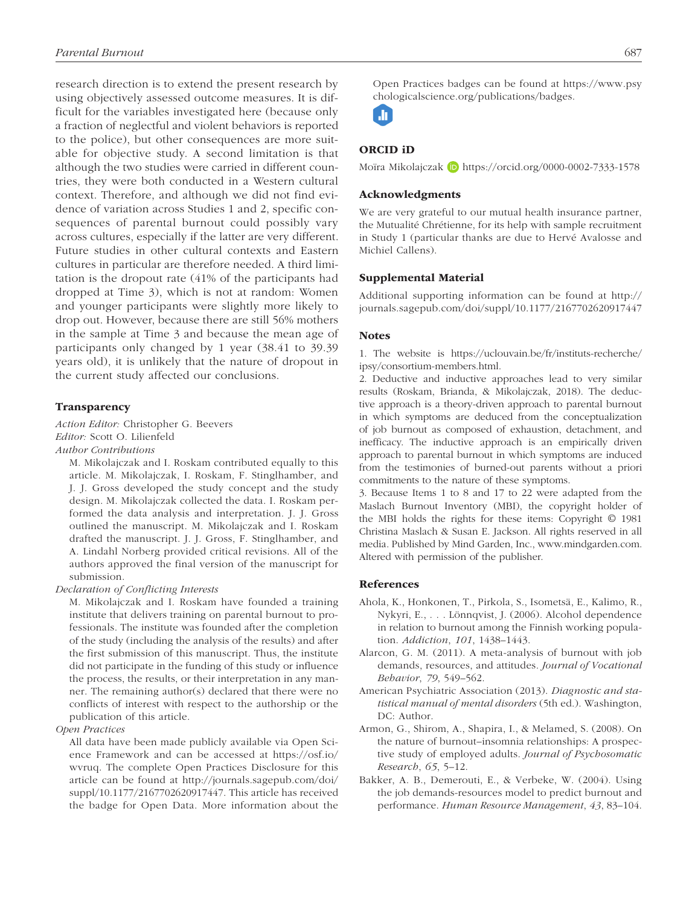research direction is to extend the present research by using objectively assessed outcome measures. It is difficult for the variables investigated here (because only a fraction of neglectful and violent behaviors is reported to the police), but other consequences are more suitable for objective study. A second limitation is that although the two studies were carried in different countries, they were both conducted in a Western cultural context. Therefore, and although we did not find evidence of variation across Studies 1 and 2, specific consequences of parental burnout could possibly vary across cultures, especially if the latter are very different. Future studies in other cultural contexts and Eastern cultures in particular are therefore needed. A third limitation is the dropout rate (41% of the participants had dropped at Time 3), which is not at random: Women and younger participants were slightly more likely to drop out. However, because there are still 56% mothers in the sample at Time 3 and because the mean age of participants only changed by 1 year (38.41 to 39.39 years old), it is unlikely that the nature of dropout in the current study affected our conclusions.

## Transparency

*Action Editor:* Christopher G. Beevers

*Editor:* Scott O. Lilienfeld

*Author Contributions*

M. Mikolajczak and I. Roskam contributed equally to this article. M. Mikolajczak, I. Roskam, F. Stinglhamber, and J. J. Gross developed the study concept and the study design. M. Mikolajczak collected the data. I. Roskam performed the data analysis and interpretation. J. J. Gross outlined the manuscript. M. Mikolajczak and I. Roskam drafted the manuscript. J. J. Gross, F. Stinglhamber, and A. Lindahl Norberg provided critical revisions. All of the authors approved the final version of the manuscript for submission.

*Declaration of Conflicting Interests*

M. Mikolajczak and I. Roskam have founded a training institute that delivers training on parental burnout to professionals. The institute was founded after the completion of the study (including the analysis of the results) and after the first submission of this manuscript. Thus, the institute did not participate in the funding of this study or influence the process, the results, or their interpretation in any manner. The remaining author(s) declared that there were no conflicts of interest with respect to the authorship or the publication of this article.

*Open Practices*

All data have been made publicly available via Open Science Framework and can be accessed at https://osf.io/wvruq. The complete Open Practices Disclosure for this article can be found at http://journals.sagepub.com/doi/suppl/10.1177/2167702620917447. This article has received the badge for Open Data. More information about the Open Practices badges can be found at https://www.psychologicalscience.org/publications/badges.

## ORCID iD

Moïra Mikolajczak https://orcid.org/0000-0002-7333-1578

## Acknowledgments

We are very grateful to our mutual health insurance partner, the Mutualité Chrétienne, for its help with sample recruitment in Study 1 (particular thanks are due to Hervé Avalosse and Michiel Callens).

## Supplemental Material

Additional supporting information can be found at http://journals.sagepub.com/doi/suppl/10.1177/2167702620917447

## Notes

1. The website is https://uclouvain.be/fr/instituts-recherche/ipsy/consortium-members.html.

2. Deductive and inductive approaches lead to very similar results (Roskam, Brianda, & Mikolajczak, 2018). The deductive approach is a theory-driven approach to parental burnout in which symptoms are deduced from the conceptualization of job burnout as composed of exhaustion, detachment, and inefficacy. The inductive approach is an empirically driven approach to parental burnout in which symptoms are induced from the testimonies of burned-out parents without a priori commitments to the nature of these symptoms.

3. Because Items 1 to 8 and 17 to 22 were adapted from the Maslach Burnout Inventory (MBI), the copyright holder of the MBI holds the rights for these items: Copyright © 1981 Christina Maslach & Susan E. Jackson. All rights reserved in all media. Published by Mind Garden, Inc., www.mindgarden.com. Altered with permission of the publisher.

## References

Ahola, K., Honkonen, T., Pirkola, S., Isometsä, E., Kalimo, R., Nykyri, E., . . . Lönnqvist, J. (2006). Alcohol dependence in relation to burnout among the Finnish working population. *Addiction*, *101*, 1438–1443.

Alarcon, G. M. (2011). A meta-analysis of burnout with job demands, resources, and attitudes. *Journal of Vocational Behavior*, *79*, 549–562.

American Psychiatric Association (2013). *Diagnostic and statistical manual of mental disorders* (5th ed.). Washington, DC: Author.

Armon, G., Shirom, A., Shapira, I., & Melamed, S. (2008). On the nature of burnout–insomnia relationships: A prospective study of employed adults. *Journal of Psychosomatic Research*, *65*, 5–12.

Bakker, A. B., Demerouti, E., & Verbeke, W. (2004). Using the job demands-resources model to predict burnout and performance. *Human Resource Management*, *43*, 83–104.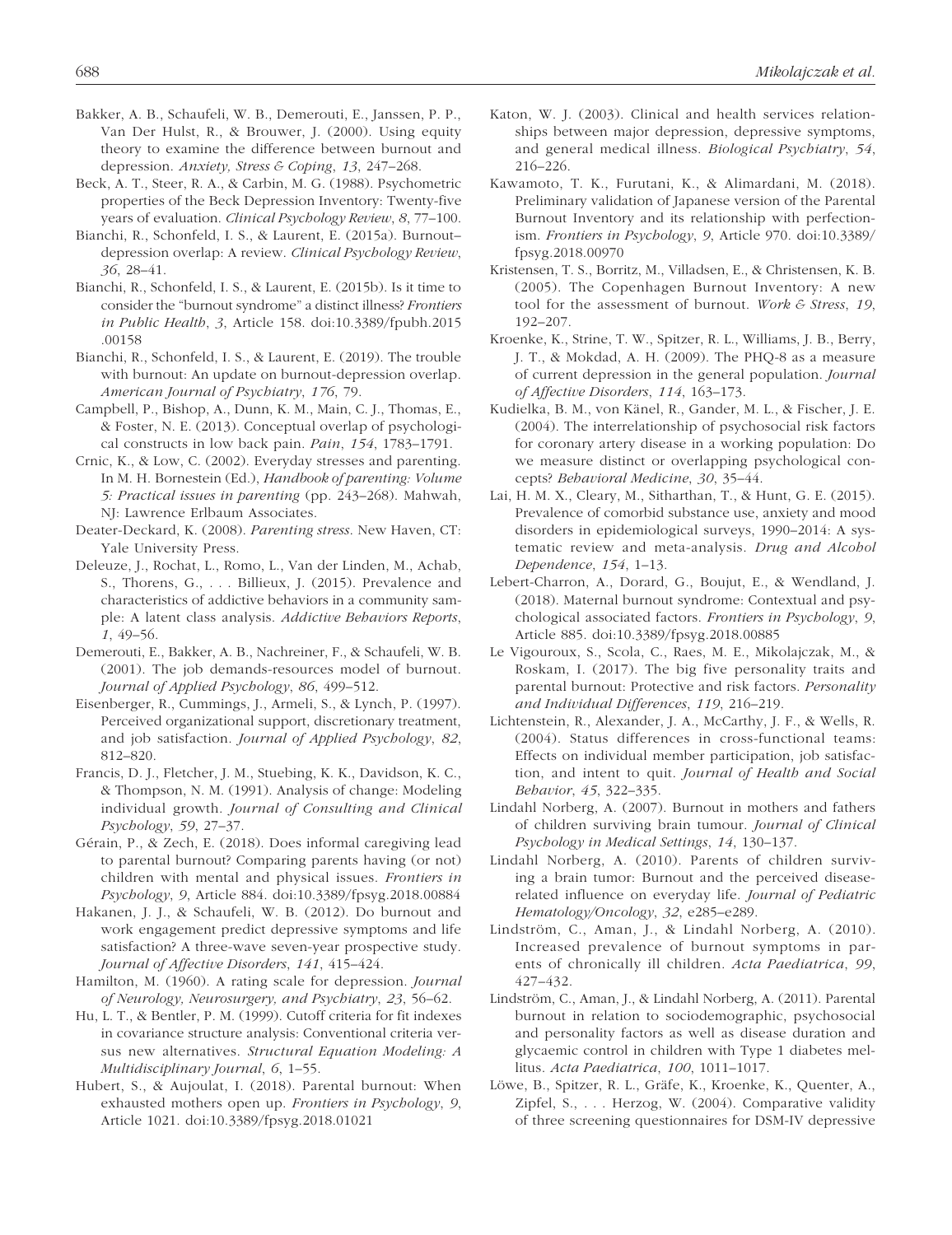Bakker, A. B., Schaufeli, W. B., Demerouti, E., Janssen, P. P., Van Der Hulst, R., & Brouwer, J. (2000). Using equity theory to examine the difference between burnout and depression. *Anxiety, Stress & Coping*, *13*, 247–268.

Beck, A. T., Steer, R. A., & Carbin, M. G. (1988). Psychometric properties of the Beck Depression Inventory: Twenty-five years of evaluation. *Clinical Psychology Review*, *8*, 77–100.

Bianchi, R., Schonfeld, I. S., & Laurent, E. (2015a). Burnout–depression overlap: A review. *Clinical Psychology Review*, *36*, 28–41.

Bianchi, R., Schonfeld, I. S., & Laurent, E. (2015b). Is it time to consider the "burnout syndrome" a distinct illness? *Frontiers in Public Health*, *3*, Article 158. doi:10.3389/fpubh.2015.00158

Bianchi, R., Schonfeld, I. S., & Laurent, E. (2019). The trouble with burnout: An update on burnout-depression overlap. *American Journal of Psychiatry*, *176*, 79.

Campbell, P., Bishop, A., Dunn, K. M., Main, C. J., Thomas, E., & Foster, N. E. (2013). Conceptual overlap of psychological constructs in low back pain. *Pain*, *154*, 1783–1791.

Crnic, K., & Low, C. (2002). Everyday stresses and parenting. In M. H. Bornestein (Ed.), *Handbook of parenting: Volume 5: Practical issues in parenting* (pp. 243–268). Mahwah, NJ: Lawrence Erlbaum Associates.

Deater-Deckard, K. (2008). *Parenting stress*. New Haven, CT: Yale University Press.

Deleuze, J., Rochat, L., Romo, L., Van der Linden, M., Achab, S., Thorens, G., . . . Billieux, J. (2015). Prevalence and characteristics of addictive behaviors in a community sample: A latent class analysis. *Addictive Behaviors Reports*, *1*, 49–56.

Demerouti, E., Bakker, A. B., Nachreiner, F., & Schaufeli, W. B. (2001). The job demands-resources model of burnout. *Journal of Applied Psychology*, *86*, 499–512.

Eisenberger, R., Cummings, J., Armeli, S., & Lynch, P. (1997). Perceived organizational support, discretionary treatment, and job satisfaction. *Journal of Applied Psychology*, *82*, 812–820.

Francis, D. J., Fletcher, J. M., Stuebing, K. K., Davidson, K. C., & Thompson, N. M. (1991). Analysis of change: Modeling individual growth. *Journal of Consulting and Clinical Psychology*, *59*, 27–37.

Gérain, P., & Zech, E. (2018). Does informal caregiving lead to parental burnout? Comparing parents having (or not) children with mental and physical issues. *Frontiers in Psychology*, *9*, Article 884. doi:10.3389/fpsyg.2018.00884

Hakanen, J. J., & Schaufeli, W. B. (2012). Do burnout and work engagement predict depressive symptoms and life satisfaction? A three-wave seven-year prospective study. *Journal of Affective Disorders*, *141*, 415–424.

Hamilton, M. (1960). A rating scale for depression. *Journal of Neurology, Neurosurgery, and Psychiatry*, *23*, 56–62.

Hu, L. T., & Bentler, P. M. (1999). Cutoff criteria for fit indexes in covariance structure analysis: Conventional criteria versus new alternatives. *Structural Equation Modeling: A Multidisciplinary Journal*, *6*, 1–55.

Hubert, S., & Aujoulat, I. (2018). Parental burnout: When exhausted mothers open up. *Frontiers in Psychology*, *9*, Article 1021. doi:10.3389/fpsyg.2018.01021

Katon, W. J. (2003). Clinical and health services relationships between major depression, depressive symptoms, and general medical illness. *Biological Psychiatry*, *54*, 216–226.

Kawamoto, T. K., Furutani, K., & Alimardani, M. (2018). Preliminary validation of Japanese version of the Parental Burnout Inventory and its relationship with perfectionism. *Frontiers in Psychology*, *9*, Article 970. doi:10.3389/fpsyg.2018.00970

Kristensen, T. S., Borritz, M., Villadsen, E., & Christensen, K. B. (2005). The Copenhagen Burnout Inventory: A new tool for the assessment of burnout. *Work & Stress*, *19*, 192–207.

Kroenke, K., Strine, T. W., Spitzer, R. L., Williams, J. B., Berry, J. T., & Mokdad, A. H. (2009). The PHQ-8 as a measure of current depression in the general population. *Journal of Affective Disorders*, *114*, 163–173.

Kudielka, B. M., von Känel, R., Gander, M. L., & Fischer, J. E. (2004). The interrelationship of psychosocial risk factors for coronary artery disease in a working population: Do we measure distinct or overlapping psychological concepts? *Behavioral Medicine*, *30*, 35–44.

Lai, H. M. X., Cleary, M., Sitharthan, T., & Hunt, G. E. (2015). Prevalence of comorbid substance use, anxiety and mood disorders in epidemiological surveys, 1990–2014: A systematic review and meta-analysis. *Drug and Alcohol Dependence*, *154*, 1–13.

Lebert-Charron, A., Dorard, G., Boujut, E., & Wendland, J. (2018). Maternal burnout syndrome: Contextual and psychological associated factors. *Frontiers in Psychology*, *9*, Article 885. doi:10.3389/fpsyg.2018.00885

Le Vigouroux, S., Scola, C., Raes, M. E., Mikolajczak, M., & Roskam, I. (2017). The big five personality traits and parental burnout: Protective and risk factors. *Personality and Individual Differences*, *119*, 216–219.

Lichtenstein, R., Alexander, J. A., McCarthy, J. F., & Wells, R. (2004). Status differences in cross-functional teams: Effects on individual member participation, job satisfaction, and intent to quit. *Journal of Health and Social Behavior*, *45*, 322–335.

Lindahl Norberg, A. (2007). Burnout in mothers and fathers of children surviving brain tumour. *Journal of Clinical Psychology in Medical Settings*, *14*, 130–137.

Lindahl Norberg, A. (2010). Parents of children surviving a brain tumor: Burnout and the perceived disease-related influence on everyday life. *Journal of Pediatric Hematology/Oncology*, *32*, e285–e289.

Lindström, C., Aman, J., & Lindahl Norberg, A. (2010). Increased prevalence of burnout symptoms in parents of chronically ill children. *Acta Paediatrica*, *99*, 427–432.

Lindström, C., Aman, J., & Lindahl Norberg, A. (2011). Parental burnout in relation to sociodemographic, psychosocial and personality factors as well as disease duration and glycaemic control in children with Type 1 diabetes mellitus. *Acta Paediatrica*, *100*, 1011–1017.

Löwe, B., Spitzer, R. L., Gräfe, K., Kroenke, K., Quenter, A., Zipfel, S., . . . Herzog, W. (2004). Comparative validity of three screening questionnaires for DSM-IV depressive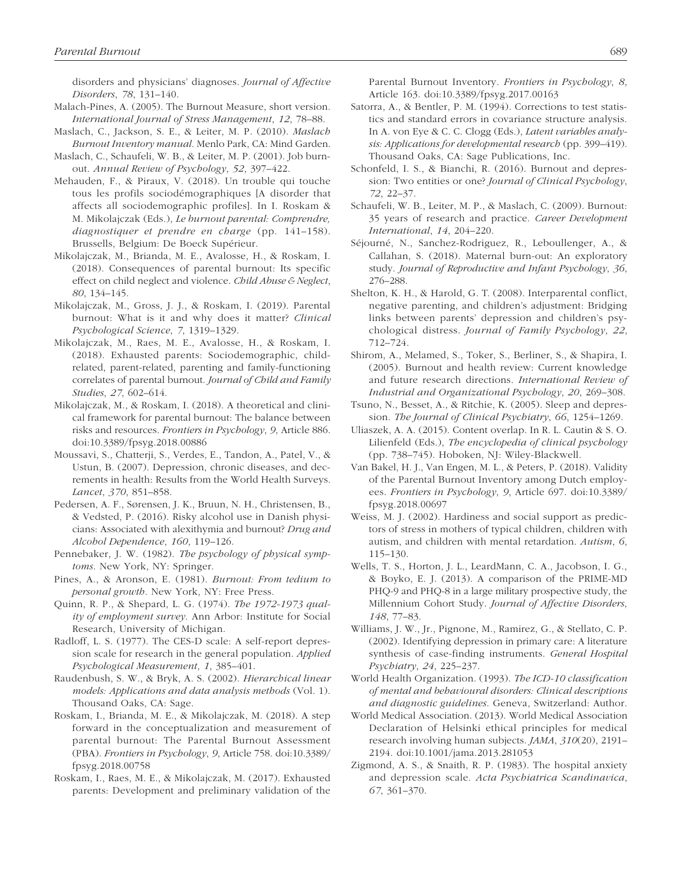disorders and physicians' diagnoses. *Journal of Affective Disorders*, *78*, 131–140.

Malach-Pines, A. (2005). The Burnout Measure, short version. *International Journal of Stress Management*, *12*, 78–88.

Maslach, C., Jackson, S. E., & Leiter, M. P. (2010). *Maslach Burnout Inventory manual*. Menlo Park, CA: Mind Garden.

Maslach, C., Schaufeli, W. B., & Leiter, M. P. (2001). Job burnout. *Annual Review of Psychology*, *52*, 397–422.

Mehauden, F., & Piraux, V. (2018). Un trouble qui touche tous les profils sociodémographiques [A disorder that affects all sociodemographic profiles]. In I. Roskam & M. Mikolajczak (Eds.), *Le burnout parental: Comprendre, diagnostiquer et prendre en charge* (pp. 141–158). Brussells, Belgium: De Boeck Supérieur.

Mikolajczak, M., Brianda, M. E., Avalosse, H., & Roskam, I. (2018). Consequences of parental burnout: Its specific effect on child neglect and violence. *Child Abuse & Neglect*, *80*, 134–145.

Mikolajczak, M., Gross, J. J., & Roskam, I. (2019). Parental burnout: What is it and why does it matter? *Clinical Psychological Science*, *7*, 1319–1329.

Mikolajczak, M., Raes, M. E., Avalosse, H., & Roskam, I. (2018). Exhausted parents: Sociodemographic, child-related, parent-related, parenting and family-functioning correlates of parental burnout. *Journal of Child and Family Studies*, *27*, 602–614.

Mikolajczak, M., & Roskam, I. (2018). A theoretical and clinical framework for parental burnout: The balance between risks and resources. *Frontiers in Psychology*, *9*, Article 886. doi:10.3389/fpsyg.2018.00886

Moussavi, S., Chatterji, S., Verdes, E., Tandon, A., Patel, V., & Ustun, B. (2007). Depression, chronic diseases, and decrements in health: Results from the World Health Surveys. *Lancet*, *370*, 851–858.

Pedersen, A. F., Sørensen, J. K., Bruun, N. H., Christensen, B., & Vedsted, P. (2016). Risky alcohol use in Danish physicians: Associated with alexithymia and burnout? *Drug and Alcohol Dependence*, *160*, 119–126.

Pennebaker, J. W. (1982). *The psychology of physical symptoms*. New York, NY: Springer.

Pines, A., & Aronson, E. (1981). *Burnout: From tedium to personal growth*. New York, NY: Free Press.

Quinn, R. P., & Shepard, L. G. (1974). *The 1972-1973 quality of employment survey*. Ann Arbor: Institute for Social Research, University of Michigan.

Radloff, L. S. (1977). The CES-D scale: A self-report depression scale for research in the general population. *Applied Psychological Measurement*, *1*, 385–401.

Raudenbush, S. W., & Bryk, A. S. (2002). *Hierarchical linear models: Applications and data analysis methods* (Vol. 1). Thousand Oaks, CA: Sage.

Roskam, I., Brianda, M. E., & Mikolajczak, M. (2018). A step forward in the conceptualization and measurement of parental burnout: The Parental Burnout Assessment (PBA). *Frontiers in Psychology*, *9*, Article 758. doi:10.3389/fpsyg.2018.00758

Roskam, I., Raes, M. E., & Mikolajczak, M. (2017). Exhausted parents: Development and preliminary validation of the Parental Burnout Inventory. *Frontiers in Psychology*, *8*, Article 163. doi:10.3389/fpsyg.2017.00163

Satorra, A., & Bentler, P. M. (1994). Corrections to test statistics and standard errors in covariance structure analysis. In A. von Eye & C. C. Clogg (Eds.), *Latent variables analysis: Applications for developmental research* (pp. 399–419). Thousand Oaks, CA: Sage Publications, Inc.

Schonfeld, I. S., & Bianchi, R. (2016). Burnout and depression: Two entities or one? *Journal of Clinical Psychology*, *72*, 22–37.

Schaufeli, W. B., Leiter, M. P., & Maslach, C. (2009). Burnout: 35 years of research and practice. *Career Development International*, *14*, 204–220.

Séjourné, N., Sanchez-Rodriguez, R., Leboullenger, A., & Callahan, S. (2018). Maternal burn-out: An exploratory study. *Journal of Reproductive and Infant Psychology*, *36*, 276–288.

Shelton, K. H., & Harold, G. T. (2008). Interparental conflict, negative parenting, and children's adjustment: Bridging links between parents' depression and children's psychological distress. *Journal of Family Psychology*, *22*, 712–724.

Shirom, A., Melamed, S., Toker, S., Berliner, S., & Shapira, I. (2005). Burnout and health review: Current knowledge and future research directions. *International Review of Industrial and Organizational Psychology*, *20*, 269–308.

Tsuno, N., Besset, A., & Ritchie, K. (2005). Sleep and depression. *The Journal of Clinical Psychiatry*, *66*, 1254–1269.

Uliaszek, A. A. (2015). Content overlap. In R. L. Cautin & S. O. Lilienfeld (Eds.), *The encyclopedia of clinical psychology* (pp. 738–745). Hoboken, NJ: Wiley-Blackwell.

Van Bakel, H. J., Van Engen, M. L., & Peters, P. (2018). Validity of the Parental Burnout Inventory among Dutch employees. *Frontiers in Psychology*, *9*, Article 697. doi:10.3389/fpsyg.2018.00697

Weiss, M. J. (2002). Hardiness and social support as predictors of stress in mothers of typical children, children with autism, and children with mental retardation. *Autism*, *6*, 115–130.

Wells, T. S., Horton, J. L., LeardMann, C. A., Jacobson, I. G., & Boyko, E. J. (2013). A comparison of the PRIME-MD PHQ-9 and PHQ-8 in a large military prospective study, the Millennium Cohort Study. *Journal of Affective Disorders*, *148*, 77–83.

Williams, J. W., Jr., Pignone, M., Ramirez, G., & Stellato, C. P. (2002). Identifying depression in primary care: A literature synthesis of case-finding instruments. *General Hospital Psychiatry*, *24*, 225–237.

World Health Organization. (1993). *The ICD-10 classification of mental and behavioural disorders: Clinical descriptions and diagnostic guidelines*. Geneva, Switzerland: Author.

World Medical Association. (2013). World Medical Association Declaration of Helsinki ethical principles for medical research involving human subjects. *JAMA*, *310*(20), 2191–2194. doi:10.1001/jama.2013.281053

Zigmond, A. S., & Snaith, R. P. (1983). The hospital anxiety and depression scale. *Acta Psychiatrica Scandinavica*, *67*, 361–370.